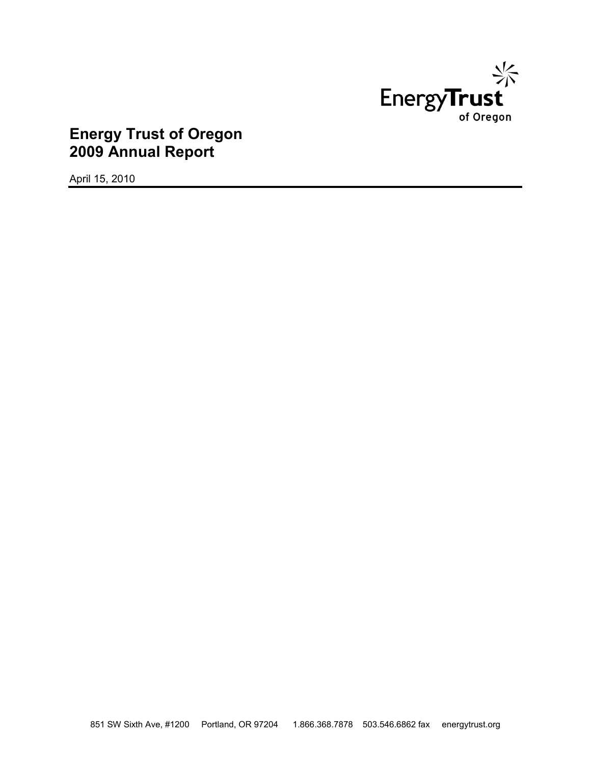Energy**Trust**
of Oregon

# Energy Trust of Oregon
# 2009 Annual Report

April 15, 2010

851 SW Sixth Ave, #1200 Portland, OR 97204 1.866.368.7878 503.546.6862 fax energytrust.org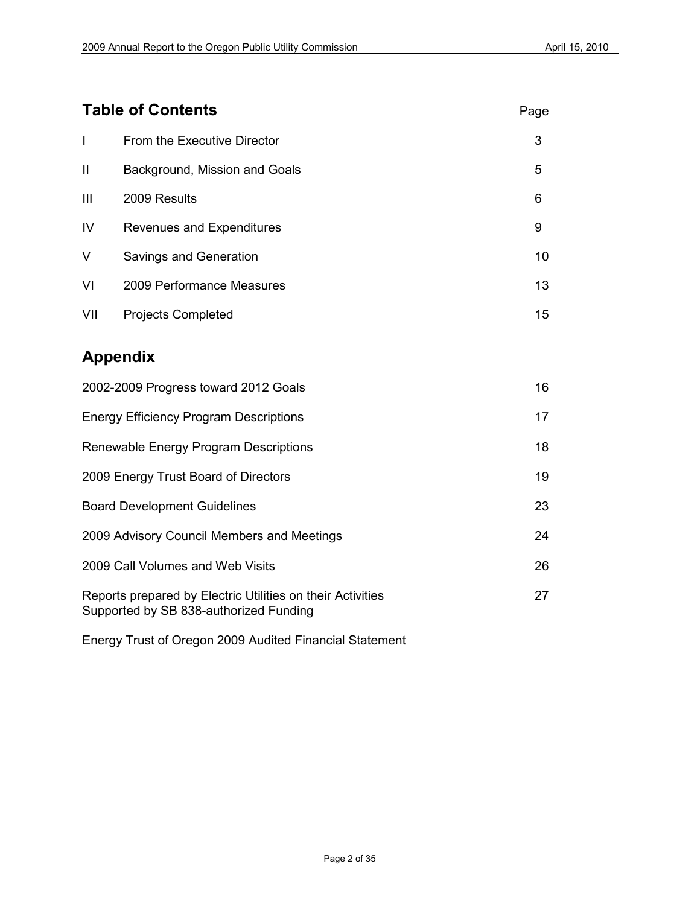## Table of Contents

| | | Page |
|---|---|---|
| I | From the Executive Director | 3 |
| II | Background, Mission and Goals | 5 |
| III | 2009 Results | 6 |
| IV | Revenues and Expenditures | 9 |
| V | Savings and Generation | 10 |
| VI | 2009 Performance Measures | 13 |
| VII | Projects Completed | 15 |

## Appendix

| | |
|---|---|
| 2002-2009 Progress toward 2012 Goals | 16 |
| Energy Efficiency Program Descriptions | 17 |
| Renewable Energy Program Descriptions | 18 |
| 2009 Energy Trust Board of Directors | 19 |
| Board Development Guidelines | 23 |
| 2009 Advisory Council Members and Meetings | 24 |
| 2009 Call Volumes and Web Visits | 26 |
| Reports prepared by Electric Utilities on their Activities Supported by SB 838-authorized Funding | 27 |

Energy Trust of Oregon 2009 Audited Financial Statement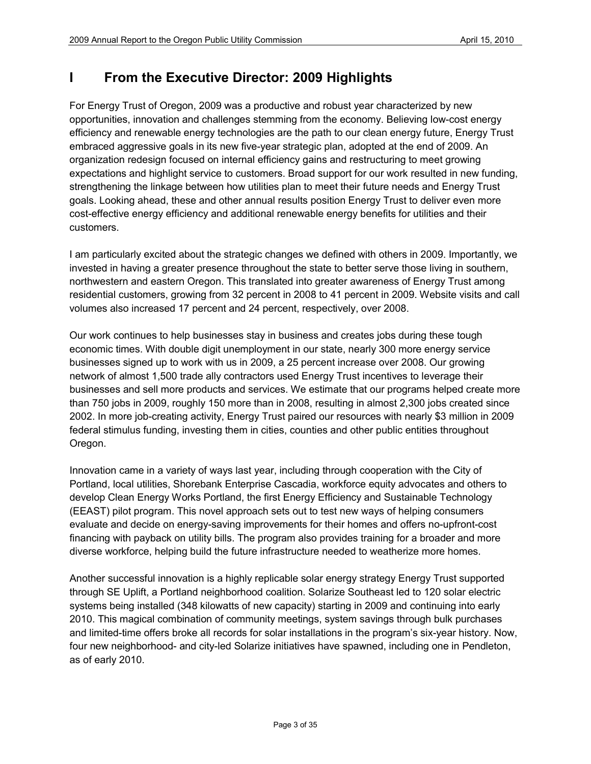# I From the Executive Director: 2009 Highlights

For Energy Trust of Oregon, 2009 was a productive and robust year characterized by new opportunities, innovation and challenges stemming from the economy. Believing low-cost energy efficiency and renewable energy technologies are the path to our clean energy future, Energy Trust embraced aggressive goals in its new five-year strategic plan, adopted at the end of 2009. An organization redesign focused on internal efficiency gains and restructuring to meet growing expectations and highlight service to customers. Broad support for our work resulted in new funding, strengthening the linkage between how utilities plan to meet their future needs and Energy Trust goals. Looking ahead, these and other annual results position Energy Trust to deliver even more cost-effective energy efficiency and additional renewable energy benefits for utilities and their customers.

I am particularly excited about the strategic changes we defined with others in 2009. Importantly, we invested in having a greater presence throughout the state to better serve those living in southern, northwestern and eastern Oregon. This translated into greater awareness of Energy Trust among residential customers, growing from 32 percent in 2008 to 41 percent in 2009. Website visits and call volumes also increased 17 percent and 24 percent, respectively, over 2008.

Our work continues to help businesses stay in business and creates jobs during these tough economic times. With double digit unemployment in our state, nearly 300 more energy service businesses signed up to work with us in 2009, a 25 percent increase over 2008. Our growing network of almost 1,500 trade ally contractors used Energy Trust incentives to leverage their businesses and sell more products and services. We estimate that our programs helped create more than 750 jobs in 2009, roughly 150 more than in 2008, resulting in almost 2,300 jobs created since 2002. In more job-creating activity, Energy Trust paired our resources with nearly $3 million in 2009 federal stimulus funding, investing them in cities, counties and other public entities throughout Oregon.

Innovation came in a variety of ways last year, including through cooperation with the City of Portland, local utilities, Shorebank Enterprise Cascadia, workforce equity advocates and others to develop Clean Energy Works Portland, the first Energy Efficiency and Sustainable Technology (EEAST) pilot program. This novel approach sets out to test new ways of helping consumers evaluate and decide on energy-saving improvements for their homes and offers no-upfront-cost financing with payback on utility bills. The program also provides training for a broader and more diverse workforce, helping build the future infrastructure needed to weatherize more homes.

Another successful innovation is a highly replicable solar energy strategy Energy Trust supported through SE Uplift, a Portland neighborhood coalition. Solarize Southeast led to 120 solar electric systems being installed (348 kilowatts of new capacity) starting in 2009 and continuing into early 2010. This magical combination of community meetings, system savings through bulk purchases and limited-time offers broke all records for solar installations in the program's six-year history. Now, four new neighborhood- and city-led Solarize initiatives have spawned, including one in Pendleton, as of early 2010.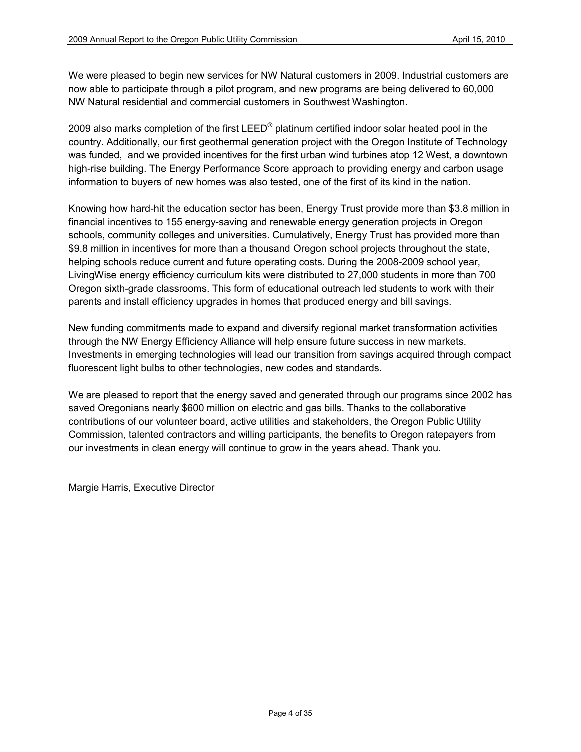We were pleased to begin new services for NW Natural customers in 2009. Industrial customers are now able to participate through a pilot program, and new programs are being delivered to 60,000 NW Natural residential and commercial customers in Southwest Washington.

2009 also marks completion of the first LEED® platinum certified indoor solar heated pool in the country. Additionally, our first geothermal generation project with the Oregon Institute of Technology was funded, and we provided incentives for the first urban wind turbines atop 12 West, a downtown high-rise building. The Energy Performance Score approach to providing energy and carbon usage information to buyers of new homes was also tested, one of the first of its kind in the nation.

Knowing how hard-hit the education sector has been, Energy Trust provide more than $3.8 million in financial incentives to 155 energy-saving and renewable energy generation projects in Oregon schools, community colleges and universities. Cumulatively, Energy Trust has provided more than $9.8 million in incentives for more than a thousand Oregon school projects throughout the state, helping schools reduce current and future operating costs. During the 2008-2009 school year, LivingWise energy efficiency curriculum kits were distributed to 27,000 students in more than 700 Oregon sixth-grade classrooms. This form of educational outreach led students to work with their parents and install efficiency upgrades in homes that produced energy and bill savings.

New funding commitments made to expand and diversify regional market transformation activities through the NW Energy Efficiency Alliance will help ensure future success in new markets. Investments in emerging technologies will lead our transition from savings acquired through compact fluorescent light bulbs to other technologies, new codes and standards.

We are pleased to report that the energy saved and generated through our programs since 2002 has saved Oregonians nearly $600 million on electric and gas bills. Thanks to the collaborative contributions of our volunteer board, active utilities and stakeholders, the Oregon Public Utility Commission, talented contractors and willing participants, the benefits to Oregon ratepayers from our investments in clean energy will continue to grow in the years ahead. Thank you.

Margie Harris, Executive Director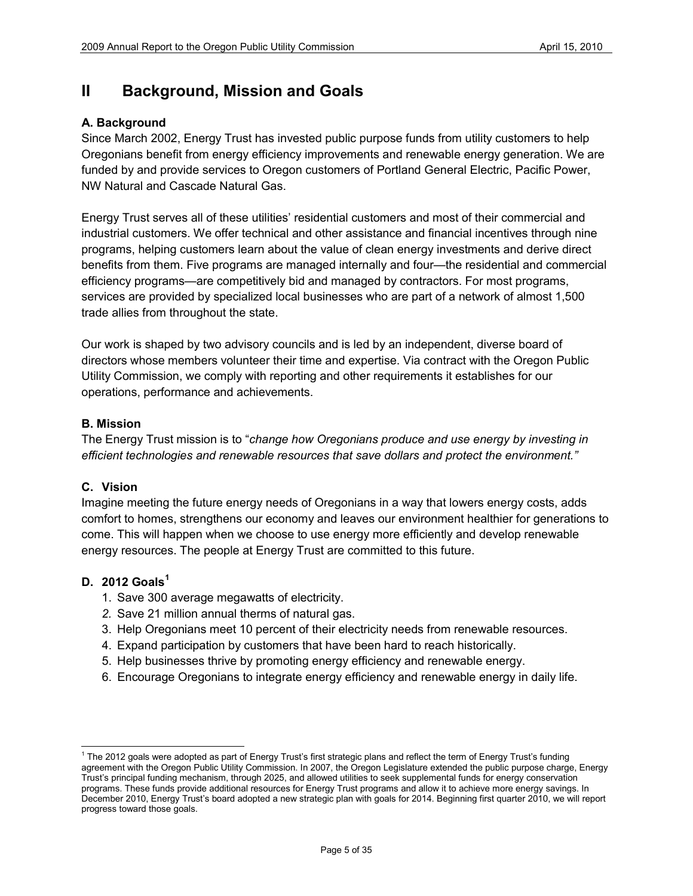# II Background, Mission and Goals

### A. Background

Since March 2002, Energy Trust has invested public purpose funds from utility customers to help Oregonians benefit from energy efficiency improvements and renewable energy generation. We are funded by and provide services to Oregon customers of Portland General Electric, Pacific Power, NW Natural and Cascade Natural Gas.

Energy Trust serves all of these utilities' residential customers and most of their commercial and industrial customers. We offer technical and other assistance and financial incentives through nine programs, helping customers learn about the value of clean energy investments and derive direct benefits from them. Five programs are managed internally and four—the residential and commercial efficiency programs—are competitively bid and managed by contractors. For most programs, services are provided by specialized local businesses who are part of a network of almost 1,500 trade allies from throughout the state.

Our work is shaped by two advisory councils and is led by an independent, diverse board of directors whose members volunteer their time and expertise. Via contract with the Oregon Public Utility Commission, we comply with reporting and other requirements it establishes for our operations, performance and achievements.

### B. Mission

The Energy Trust mission is to "*change how Oregonians produce and use energy by investing in efficient technologies and renewable resources that save dollars and protect the environment."*

### C. Vision

Imagine meeting the future energy needs of Oregonians in a way that lowers energy costs, adds comfort to homes, strengthens our economy and leaves our environment healthier for generations to come. This will happen when we choose to use energy more efficiently and develop renewable energy resources. The people at Energy Trust are committed to this future.

### D. 2012 Goals[1]

1. Save 300 average megawatts of electricity.
2. Save 21 million annual therms of natural gas.
3. Help Oregonians meet 10 percent of their electricity needs from renewable resources.
4. Expand participation by customers that have been hard to reach historically.
5. Help businesses thrive by promoting energy efficiency and renewable energy.
6. Encourage Oregonians to integrate energy efficiency and renewable energy in daily life.

---

[1] The 2012 goals were adopted as part of Energy Trust's first strategic plans and reflect the term of Energy Trust's funding agreement with the Oregon Public Utility Commission. In 2007, the Oregon Legislature extended the public purpose charge, Energy Trust's principal funding mechanism, through 2025, and allowed utilities to seek supplemental funds for energy conservation programs. These funds provide additional resources for Energy Trust programs and allow it to achieve more energy savings. In December 2010, Energy Trust's board adopted a new strategic plan with goals for 2014. Beginning first quarter 2010, we will report progress toward those goals.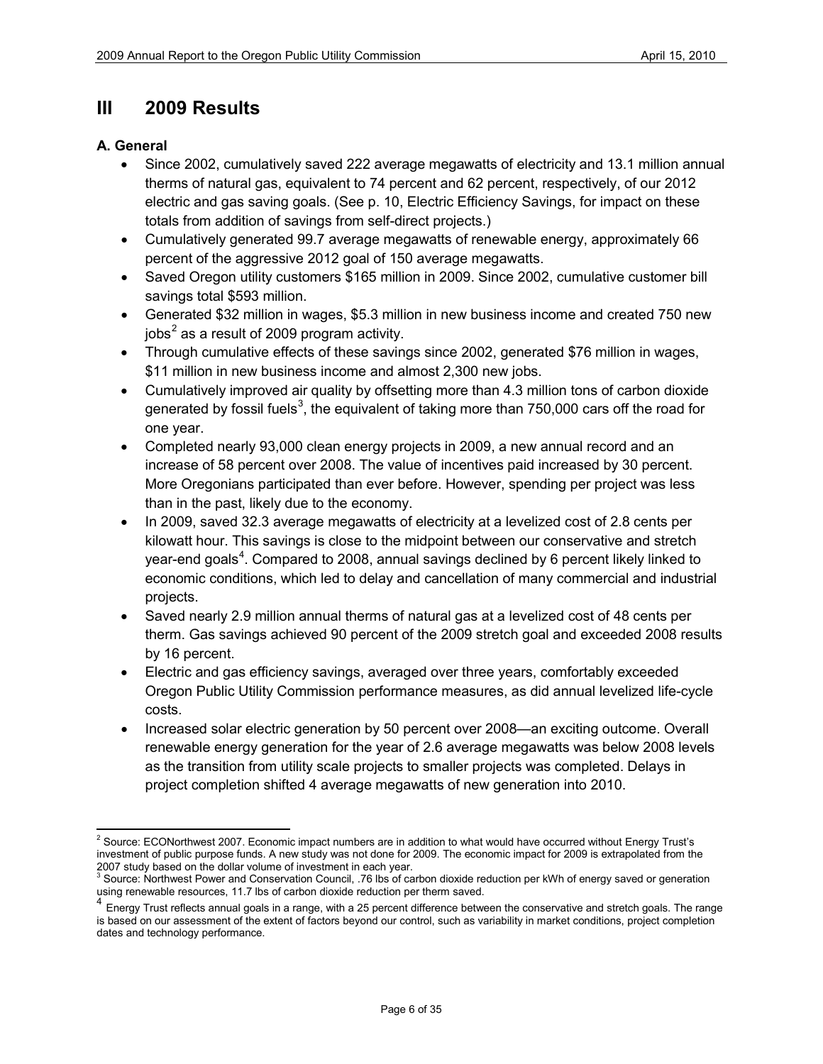## III 2009 Results

### A. General

- Since 2002, cumulatively saved 222 average megawatts of electricity and 13.1 million annual therms of natural gas, equivalent to 74 percent and 62 percent, respectively, of our 2012 electric and gas saving goals. (See p. 10, Electric Efficiency Savings, for impact on these totals from addition of savings from self-direct projects.)
- Cumulatively generated 99.7 average megawatts of renewable energy, approximately 66 percent of the aggressive 2012 goal of 150 average megawatts.
- Saved Oregon utility customers $165 million in 2009. Since 2002, cumulative customer bill savings total $593 million.
- Generated $32 million in wages, $5.3 million in new business income and created 750 new jobs[2] as a result of 2009 program activity.
- Through cumulative effects of these savings since 2002, generated $76 million in wages, $11 million in new business income and almost 2,300 new jobs.
- Cumulatively improved air quality by offsetting more than 4.3 million tons of carbon dioxide generated by fossil fuels[3], the equivalent of taking more than 750,000 cars off the road for one year.
- Completed nearly 93,000 clean energy projects in 2009, a new annual record and an increase of 58 percent over 2008. The value of incentives paid increased by 30 percent. More Oregonians participated than ever before. However, spending per project was less than in the past, likely due to the economy.
- In 2009, saved 32.3 average megawatts of electricity at a levelized cost of 2.8 cents per kilowatt hour. This savings is close to the midpoint between our conservative and stretch year-end goals[4]. Compared to 2008, annual savings declined by 6 percent likely linked to economic conditions, which led to delay and cancellation of many commercial and industrial projects.
- Saved nearly 2.9 million annual therms of natural gas at a levelized cost of 48 cents per therm. Gas savings achieved 90 percent of the 2009 stretch goal and exceeded 2008 results by 16 percent.
- Electric and gas efficiency savings, averaged over three years, comfortably exceeded Oregon Public Utility Commission performance measures, as did annual levelized life-cycle costs.
- Increased solar electric generation by 50 percent over 2008—an exciting outcome. Overall renewable energy generation for the year of 2.6 average megawatts was below 2008 levels as the transition from utility scale projects to smaller projects was completed. Delays in project completion shifted 4 average megawatts of new generation into 2010.

---

[2] Source: ECONorthwest 2007. Economic impact numbers are in addition to what would have occurred without Energy Trust's investment of public purpose funds. A new study was not done for 2009. The economic impact for 2009 is extrapolated from the 2007 study based on the dollar volume of investment in each year.

[3] Source: Northwest Power and Conservation Council, .76 lbs of carbon dioxide reduction per kWh of energy saved or generation using renewable resources, 11.7 lbs of carbon dioxide reduction per therm saved.

[4] Energy Trust reflects annual goals in a range, with a 25 percent difference between the conservative and stretch goals. The range is based on our assessment of the extent of factors beyond our control, such as variability in market conditions, project completion dates and technology performance.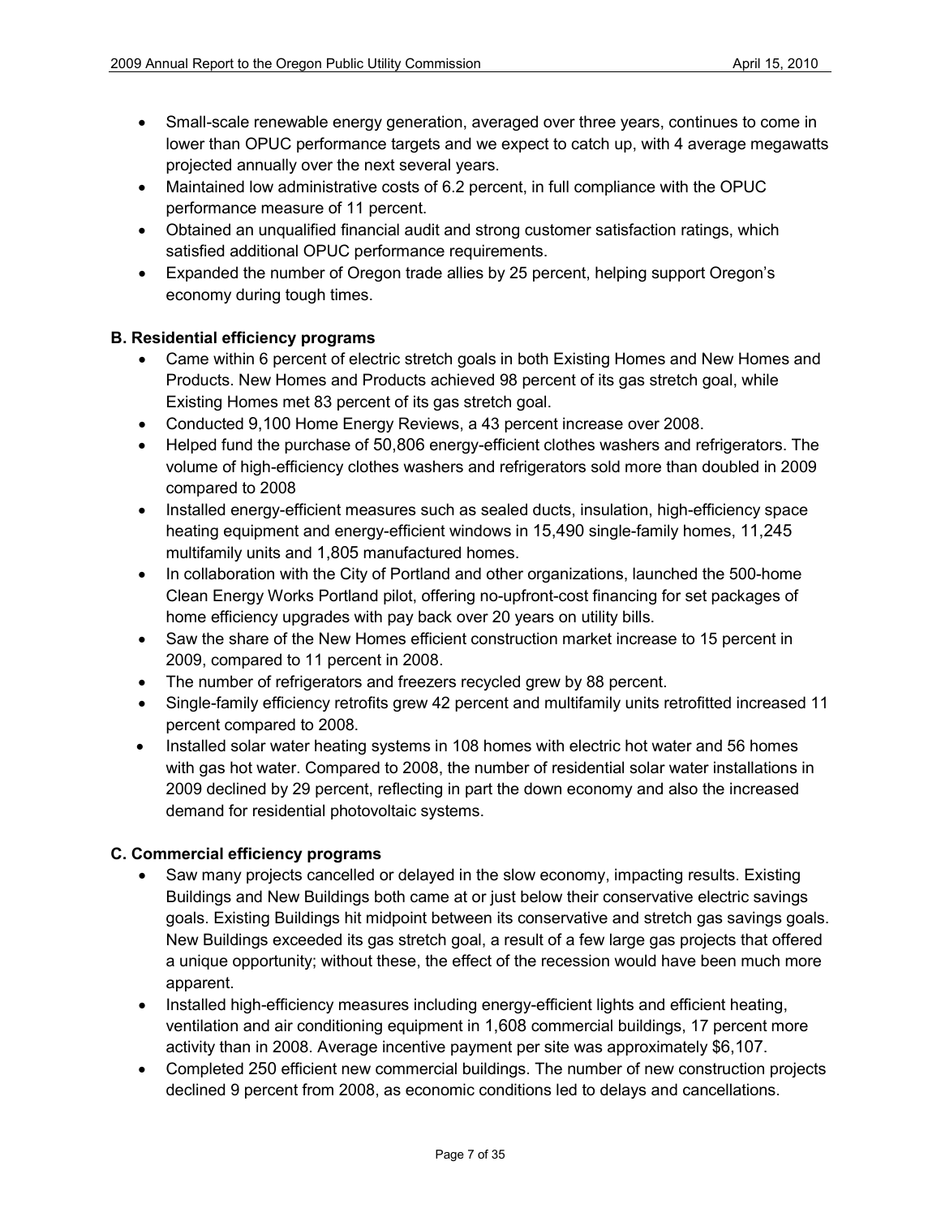- Small-scale renewable energy generation, averaged over three years, continues to come in lower than OPUC performance targets and we expect to catch up, with 4 average megawatts projected annually over the next several years.
- Maintained low administrative costs of 6.2 percent, in full compliance with the OPUC performance measure of 11 percent.
- Obtained an unqualified financial audit and strong customer satisfaction ratings, which satisfied additional OPUC performance requirements.
- Expanded the number of Oregon trade allies by 25 percent, helping support Oregon's economy during tough times.

**B. Residential efficiency programs**

- Came within 6 percent of electric stretch goals in both Existing Homes and New Homes and Products. New Homes and Products achieved 98 percent of its gas stretch goal, while Existing Homes met 83 percent of its gas stretch goal.
- Conducted 9,100 Home Energy Reviews, a 43 percent increase over 2008.
- Helped fund the purchase of 50,806 energy-efficient clothes washers and refrigerators. The volume of high-efficiency clothes washers and refrigerators sold more than doubled in 2009 compared to 2008
- Installed energy-efficient measures such as sealed ducts, insulation, high-efficiency space heating equipment and energy-efficient windows in 15,490 single-family homes, 11,245 multifamily units and 1,805 manufactured homes.
- In collaboration with the City of Portland and other organizations, launched the 500-home Clean Energy Works Portland pilot, offering no-upfront-cost financing for set packages of home efficiency upgrades with pay back over 20 years on utility bills.
- Saw the share of the New Homes efficient construction market increase to 15 percent in 2009, compared to 11 percent in 2008.
- The number of refrigerators and freezers recycled grew by 88 percent.
- Single-family efficiency retrofits grew 42 percent and multifamily units retrofitted increased 11 percent compared to 2008.
- Installed solar water heating systems in 108 homes with electric hot water and 56 homes with gas hot water. Compared to 2008, the number of residential solar water installations in 2009 declined by 29 percent, reflecting in part the down economy and also the increased demand for residential photovoltaic systems.

**C. Commercial efficiency programs**

- Saw many projects cancelled or delayed in the slow economy, impacting results. Existing Buildings and New Buildings both came at or just below their conservative electric savings goals. Existing Buildings hit midpoint between its conservative and stretch gas savings goals. New Buildings exceeded its gas stretch goal, a result of a few large gas projects that offered a unique opportunity; without these, the effect of the recession would have been much more apparent.
- Installed high-efficiency measures including energy-efficient lights and efficient heating, ventilation and air conditioning equipment in 1,608 commercial buildings, 17 percent more activity than in 2008. Average incentive payment per site was approximately $6,107.
- Completed 250 efficient new commercial buildings. The number of new construction projects declined 9 percent from 2008, as economic conditions led to delays and cancellations.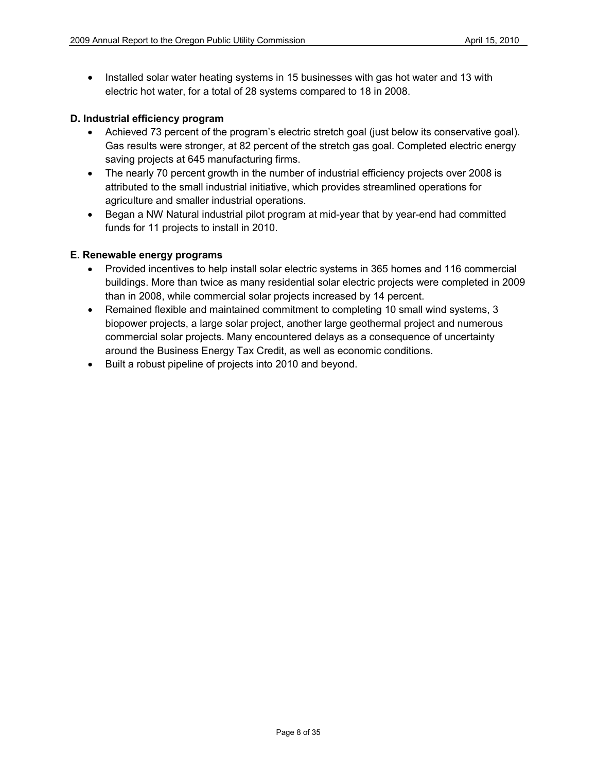- Installed solar water heating systems in 15 businesses with gas hot water and 13 with electric hot water, for a total of 28 systems compared to 18 in 2008.

### D. Industrial efficiency program

- Achieved 73 percent of the program's electric stretch goal (just below its conservative goal). Gas results were stronger, at 82 percent of the stretch gas goal. Completed electric energy saving projects at 645 manufacturing firms.
- The nearly 70 percent growth in the number of industrial efficiency projects over 2008 is attributed to the small industrial initiative, which provides streamlined operations for agriculture and smaller industrial operations.
- Began a NW Natural industrial pilot program at mid-year that by year-end had committed funds for 11 projects to install in 2010.

### E. Renewable energy programs

- Provided incentives to help install solar electric systems in 365 homes and 116 commercial buildings. More than twice as many residential solar electric projects were completed in 2009 than in 2008, while commercial solar projects increased by 14 percent.
- Remained flexible and maintained commitment to completing 10 small wind systems, 3 biopower projects, a large solar project, another large geothermal project and numerous commercial solar projects. Many encountered delays as a consequence of uncertainty around the Business Energy Tax Credit, as well as economic conditions.
- Built a robust pipeline of projects into 2010 and beyond.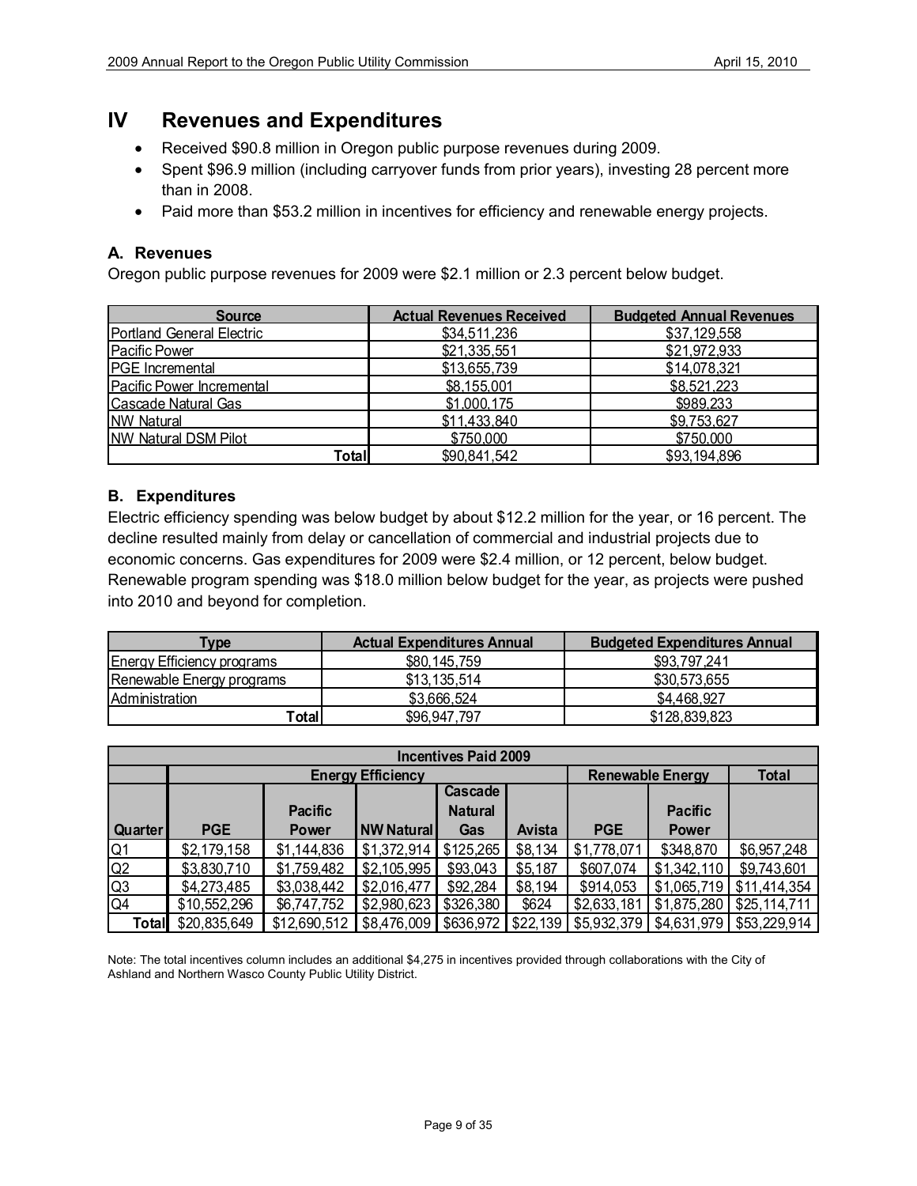## IV Revenues and Expenditures

- Received \$90.8 million in Oregon public purpose revenues during 2009.
- Spent \$96.9 million (including carryover funds from prior years), investing 28 percent more than in 2008.
- Paid more than \$53.2 million in incentives for efficiency and renewable energy projects.

### A. Revenues

Oregon public purpose revenues for 2009 were \$2.1 million or 2.3 percent below budget.

| Source | Actual Revenues Received | Budgeted Annual Revenues |
|---|---|---|
| Portland General Electric | \$34,511,236 | \$37,129,558 |
| Pacific Power | \$21,335,551 | \$21,972,933 |
| PGE Incremental | \$13,655,739 | \$14,078,321 |
| Pacific Power Incremental | \$8,155,001 | \$8,521,223 |
| Cascade Natural Gas | \$1,000,175 | \$989,233 |
| NW Natural | \$11,433,840 | \$9,753,627 |
| NW Natural DSM Pilot | \$750,000 | \$750,000 |
| Total | \$90,841,542 | \$93,194,896 |

### B. Expenditures

Electric efficiency spending was below budget by about \$12.2 million for the year, or 16 percent. The decline resulted mainly from delay or cancellation of commercial and industrial projects due to economic concerns. Gas expenditures for 2009 were \$2.4 million, or 12 percent, below budget. Renewable program spending was \$18.0 million below budget for the year, as projects were pushed into 2010 and beyond for completion.

| Type | Actual Expenditures Annual | Budgeted Expenditures Annual |
|---|---|---|
| Energy Efficiency programs | \$80,145,759 | \$93,797,241 |
| Renewable Energy programs | \$13,135,514 | \$30,573,655 |
| Administration | \$3,666,524 | \$4,468,927 |
| Total | \$96,947,797 | \$128,839,823 |

| Incentives Paid 2009 | | | | | | | | |
|---|---|---|---|---|---|---|---|---|
| | Energy Efficiency | | | | | Renewable Energy | | Total |
| Quarter | PGE | Pacific Power | NW Natural | Cascade Natural Gas | Avista | PGE | Pacific Power | |
| Q1 | \$2,179,158 | \$1,144,836 | \$1,372,914 | \$125,265 | \$8,134 | \$1,778,071 | \$348,870 | \$6,957,248 |
| Q2 | \$3,830,710 | \$1,759,482 | \$2,105,995 | \$93,043 | \$5,187 | \$607,074 | \$1,342,110 | \$9,743,601 |
| Q3 | \$4,273,485 | \$3,038,442 | \$2,016,477 | \$92,284 | \$8,194 | \$914,053 | \$1,065,719 | \$11,414,354 |
| Q4 | \$10,552,296 | \$6,747,752 | \$2,980,623 | \$326,380 | \$624 | \$2,633,181 | \$1,875,280 | \$25,114,711 |
| Total | \$20,835,649 | \$12,690,512 | \$8,476,009 | \$636,972 | \$22,139 | \$5,932,379 | \$4,631,979 | \$53,229,914 |

Note: The total incentives column includes an additional \$4,275 in incentives provided through collaborations with the City of Ashland and Northern Wasco County Public Utility District.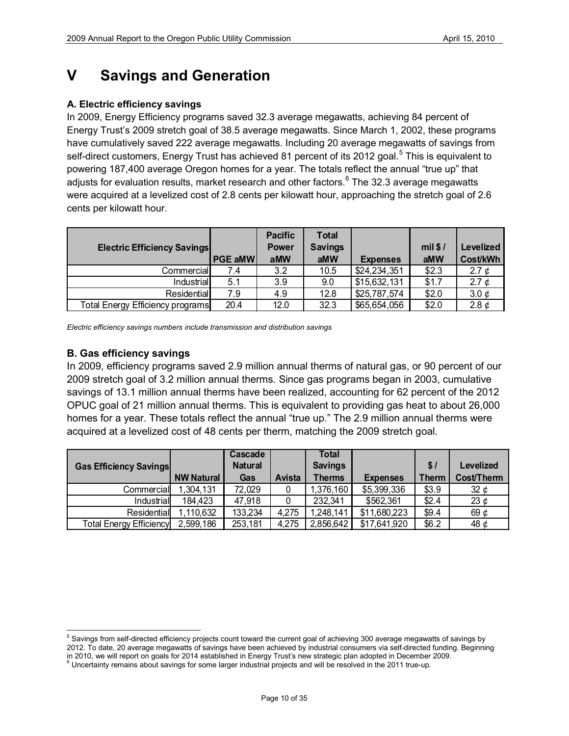# V Savings and Generation

### A. Electric efficiency savings

In 2009, Energy Efficiency programs saved 32.3 average megawatts, achieving 84 percent of Energy Trust's 2009 stretch goal of 38.5 average megawatts. Since March 1, 2002, these programs have cumulatively saved 222 average megawatts. Including 20 average megawatts of savings from self-direct customers, Energy Trust has achieved 81 percent of its 2012 goal.[5] This is equivalent to powering 187,400 average Oregon homes for a year. The totals reflect the annual "true up" that adjusts for evaluation results, market research and other factors.[6] The 32.3 average megawatts were acquired at a levelized cost of 2.8 cents per kilowatt hour, approaching the stretch goal of 2.6 cents per kilowatt hour.

| Electric Efficiency Savings | PGE aMW | Pacific Power aMW | Total Savings aMW | Expenses | mil $ / aMW | Levelized Cost/kWh |
|---|---|---|---|---|---|---|
| Commercial | 7.4 | 3.2 | 10.5 | $24,234,351 | $2.3 | 2.7 ¢ |
| Industrial | 5.1 | 3.9 | 9.0 | $15,632,131 | $1.7 | 2.7 ¢ |
| Residential | 7.9 | 4.9 | 12.8 | $25,787,574 | $2.0 | 3.0 ¢ |
| Total Energy Efficiency programs | 20.4 | 12.0 | 32.3 | $65,654,056 | $2.0 | 2.8 ¢ |

*Electric efficiency savings numbers include transmission and distribution savings*

### B. Gas efficiency savings

In 2009, efficiency programs saved 2.9 million annual therms of natural gas, or 90 percent of our 2009 stretch goal of 3.2 million annual therms. Since gas programs began in 2003, cumulative savings of 13.1 million annual therms have been realized, accounting for 62 percent of the 2012 OPUC goal of 21 million annual therms. This is equivalent to providing gas heat to about 26,000 homes for a year. These totals reflect the annual "true up." The 2.9 million annual therms were acquired at a levelized cost of 48 cents per therm, matching the 2009 stretch goal.

| Gas Efficiency Savings | NW Natural | Cascade Natural Gas | Avista | Total Savings Therms | Expenses | $ / Therm | Levelized Cost/Therm |
|---|---|---|---|---|---|---|---|
| Commercial | 1,304,131 | 72,029 | 0 | 1,376,160 | $5,399,336 | $3.9 | 32 ¢ |
| Industrial | 184,423 | 47,918 | 0 | 232,341 | $562,361 | $2.4 | 23 ¢ |
| Residential | 1,110,632 | 133,234 | 4,275 | 1,248,141 | $11,680,223 | $9.4 | 69 ¢ |
| Total Energy Efficiency | 2,599,186 | 253,181 | 4,275 | 2,856,642 | $17,641,920 | $6.2 | 48 ¢ |

---

[5] Savings from self-directed efficiency projects count toward the current goal of achieving 300 average megawatts of savings by 2012. To date, 20 average megawatts of savings have been achieved by industrial consumers via self-directed funding. Beginning in 2010, we will report on goals for 2014 established in Energy Trust's new strategic plan adopted in December 2009.

[6] Uncertainty remains about savings for some larger industrial projects and will be resolved in the 2011 true-up.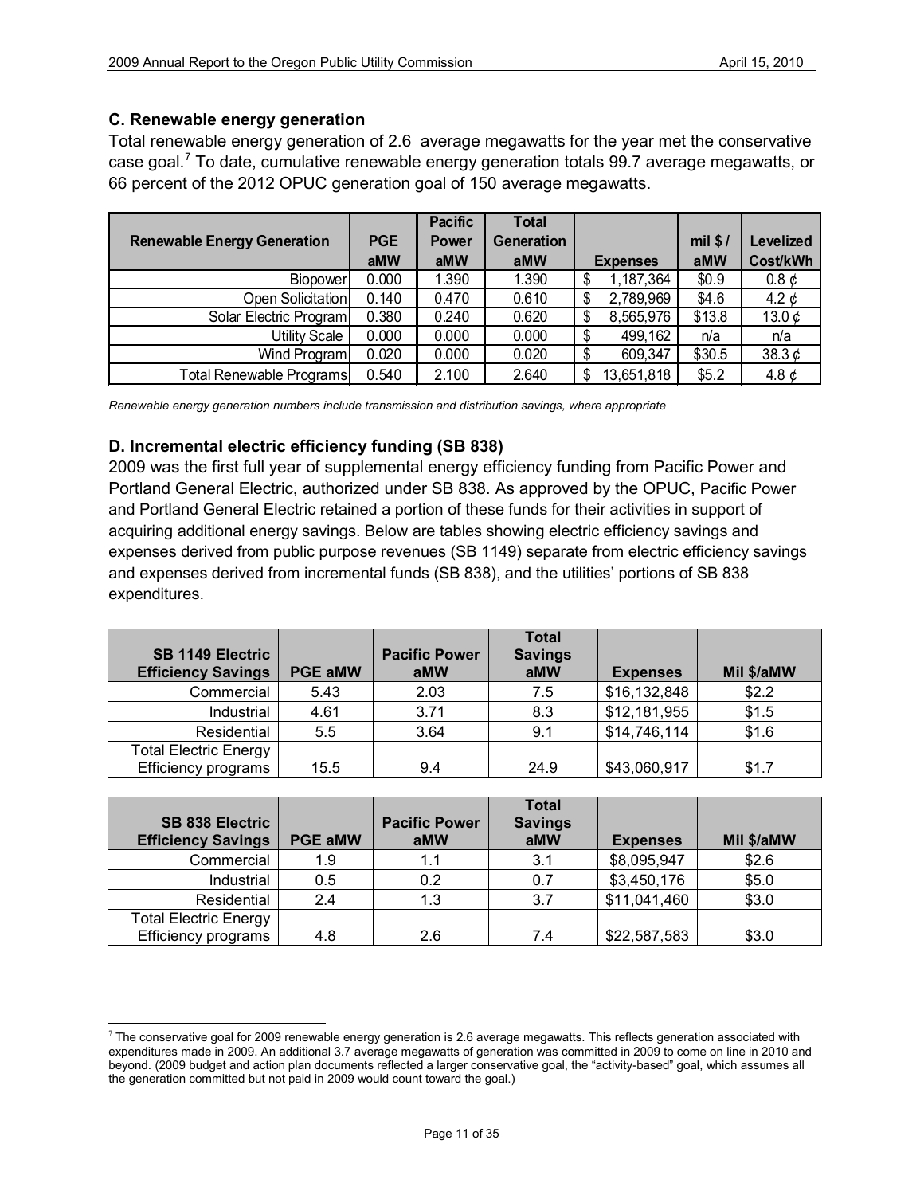### C. Renewable energy generation

Total renewable energy generation of 2.6 average megawatts for the year met the conservative case goal.[7] To date, cumulative renewable energy generation totals 99.7 average megawatts, or 66 percent of the 2012 OPUC generation goal of 150 average megawatts.

| Renewable Energy Generation | PGE aMW | Pacific Power aMW | Total Generation aMW | Expenses | mil $ / aMW | Levelized Cost/kWh |
|---|---|---|---|---|---|---|
| Biopower | 0.000 | 1.390 | 1.390 | $ 1,187,364 | $0.9 | 0.8 ¢ |
| Open Solicitation | 0.140 | 0.470 | 0.610 | $ 2,789,969 | $4.6 | 4.2 ¢ |
| Solar Electric Program | 0.380 | 0.240 | 0.620 | $ 8,565,976 | $13.8 | 13.0 ¢ |
| Utility Scale | 0.000 | 0.000 | 0.000 | $ 499,162 | n/a | n/a |
| Wind Program | 0.020 | 0.000 | 0.020 | $ 609,347 | $30.5 | 38.3 ¢ |
| Total Renewable Programs | 0.540 | 2.100 | 2.640 | $ 13,651,818 | $5.2 | 4.8 ¢ |

*Renewable energy generation numbers include transmission and distribution savings, where appropriate*

### D. Incremental electric efficiency funding (SB 838)

2009 was the first full year of supplemental energy efficiency funding from Pacific Power and Portland General Electric, authorized under SB 838. As approved by the OPUC, Pacific Power and Portland General Electric retained a portion of these funds for their activities in support of acquiring additional energy savings. Below are tables showing electric efficiency savings and expenses derived from public purpose revenues (SB 1149) separate from electric efficiency savings and expenses derived from incremental funds (SB 838), and the utilities' portions of SB 838 expenditures.

| SB 1149 Electric Efficiency Savings | PGE aMW | Pacific Power aMW | Total Savings aMW | Expenses | Mil $/aMW |
|---|---|---|---|---|---|
| Commercial | 5.43 | 2.03 | 7.5 | $16,132,848 | $2.2 |
| Industrial | 4.61 | 3.71 | 8.3 | $12,181,955 | $1.5 |
| Residential | 5.5 | 3.64 | 9.1 | $14,746,114 | $1.6 |
| Total Electric Energy Efficiency programs | 15.5 | 9.4 | 24.9 | $43,060,917 | $1.7 |

| SB 838 Electric Efficiency Savings | PGE aMW | Pacific Power aMW | Total Savings aMW | Expenses | Mil $/aMW |
|---|---|---|---|---|---|
| Commercial | 1.9 | 1.1 | 3.1 | $8,095,947 | $2.6 |
| Industrial | 0.5 | 0.2 | 0.7 | $3,450,176 | $5.0 |
| Residential | 2.4 | 1.3 | 3.7 | $11,041,460 | $3.0 |
| Total Electric Energy Efficiency programs | 4.8 | 2.6 | 7.4 | $22,587,583 | $3.0 |

[7] The conservative goal for 2009 renewable energy generation is 2.6 average megawatts. This reflects generation associated with expenditures made in 2009. An additional 3.7 average megawatts of generation was committed in 2009 to come on line in 2010 and beyond. (2009 budget and action plan documents reflected a larger conservative goal, the "activity-based" goal, which assumes all the generation committed but not paid in 2009 would count toward the goal.)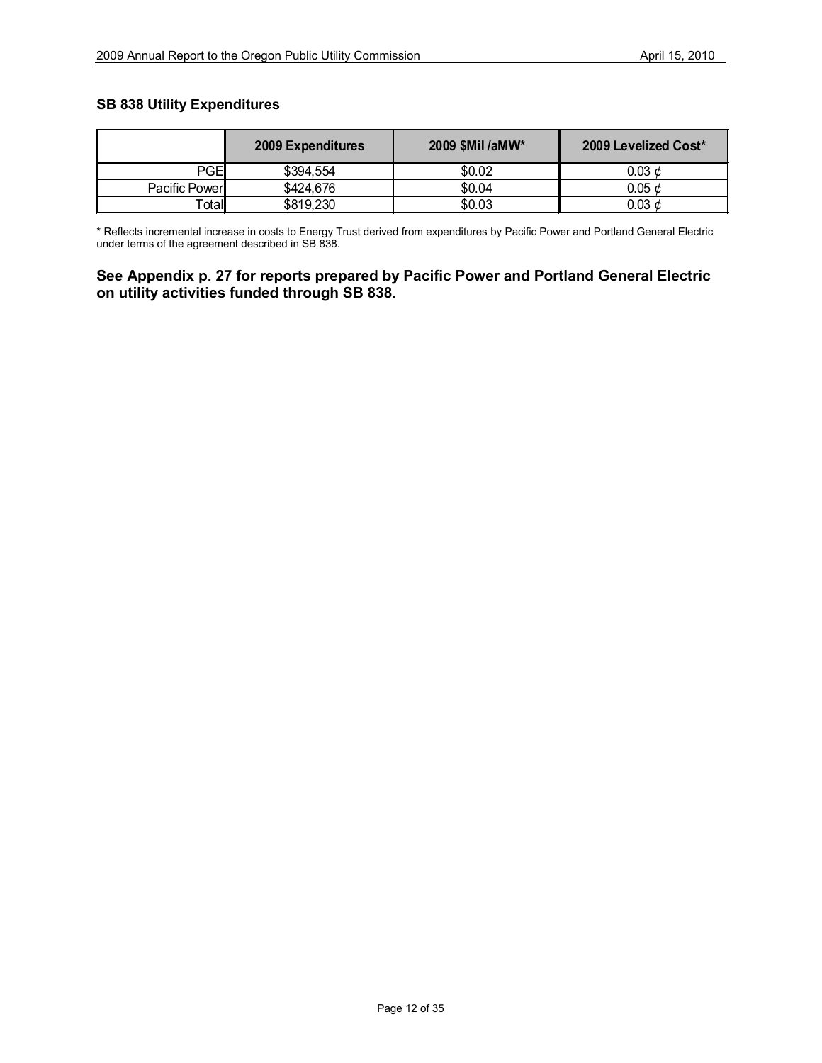### SB 838 Utility Expenditures

| | 2009 Expenditures | 2009 $Mil /aMW* | 2009 Levelized Cost* |
|---|---|---|---|
| PGE | $394,554 | $0.02 | 0.03 ¢ |
| Pacific Power | $424,676 | $0.04 | 0.05 ¢ |
| Total | $819,230 | $0.03 | 0.03 ¢ |

* Reflects incremental increase in costs to Energy Trust derived from expenditures by Pacific Power and Portland General Electric under terms of the agreement described in SB 838.

**See Appendix p. 27 for reports prepared by Pacific Power and Portland General Electric on utility activities funded through SB 838.**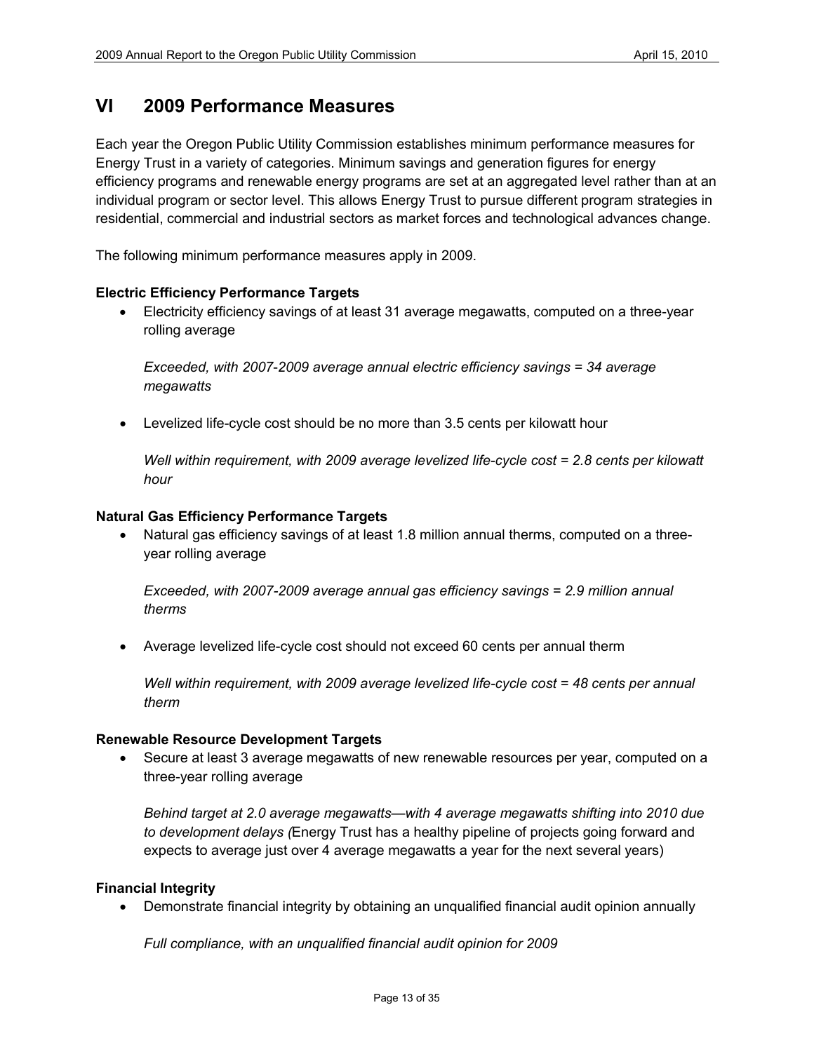## VI 2009 Performance Measures

Each year the Oregon Public Utility Commission establishes minimum performance measures for Energy Trust in a variety of categories. Minimum savings and generation figures for energy efficiency programs and renewable energy programs are set at an aggregated level rather than at an individual program or sector level. This allows Energy Trust to pursue different program strategies in residential, commercial and industrial sectors as market forces and technological advances change.

The following minimum performance measures apply in 2009.

**Electric Efficiency Performance Targets**

- Electricity efficiency savings of at least 31 average megawatts, computed on a three-year rolling average

  *Exceeded, with 2007-2009 average annual electric efficiency savings = 34 average megawatts*

- Levelized life-cycle cost should be no more than 3.5 cents per kilowatt hour

  *Well within requirement, with 2009 average levelized life-cycle cost = 2.8 cents per kilowatt hour*

**Natural Gas Efficiency Performance Targets**

- Natural gas efficiency savings of at least 1.8 million annual therms, computed on a three-year rolling average

  *Exceeded, with 2007-2009 average annual gas efficiency savings = 2.9 million annual therms*

- Average levelized life-cycle cost should not exceed 60 cents per annual therm

  *Well within requirement, with 2009 average levelized life-cycle cost = 48 cents per annual therm*

**Renewable Resource Development Targets**

- Secure at least 3 average megawatts of new renewable resources per year, computed on a three-year rolling average

  *Behind target at 2.0 average megawatts—with 4 average megawatts shifting into 2010 due to development delays (*Energy Trust has a healthy pipeline of projects going forward and expects to average just over 4 average megawatts a year for the next several years)

**Financial Integrity**

- Demonstrate financial integrity by obtaining an unqualified financial audit opinion annually

  *Full compliance, with an unqualified financial audit opinion for 2009*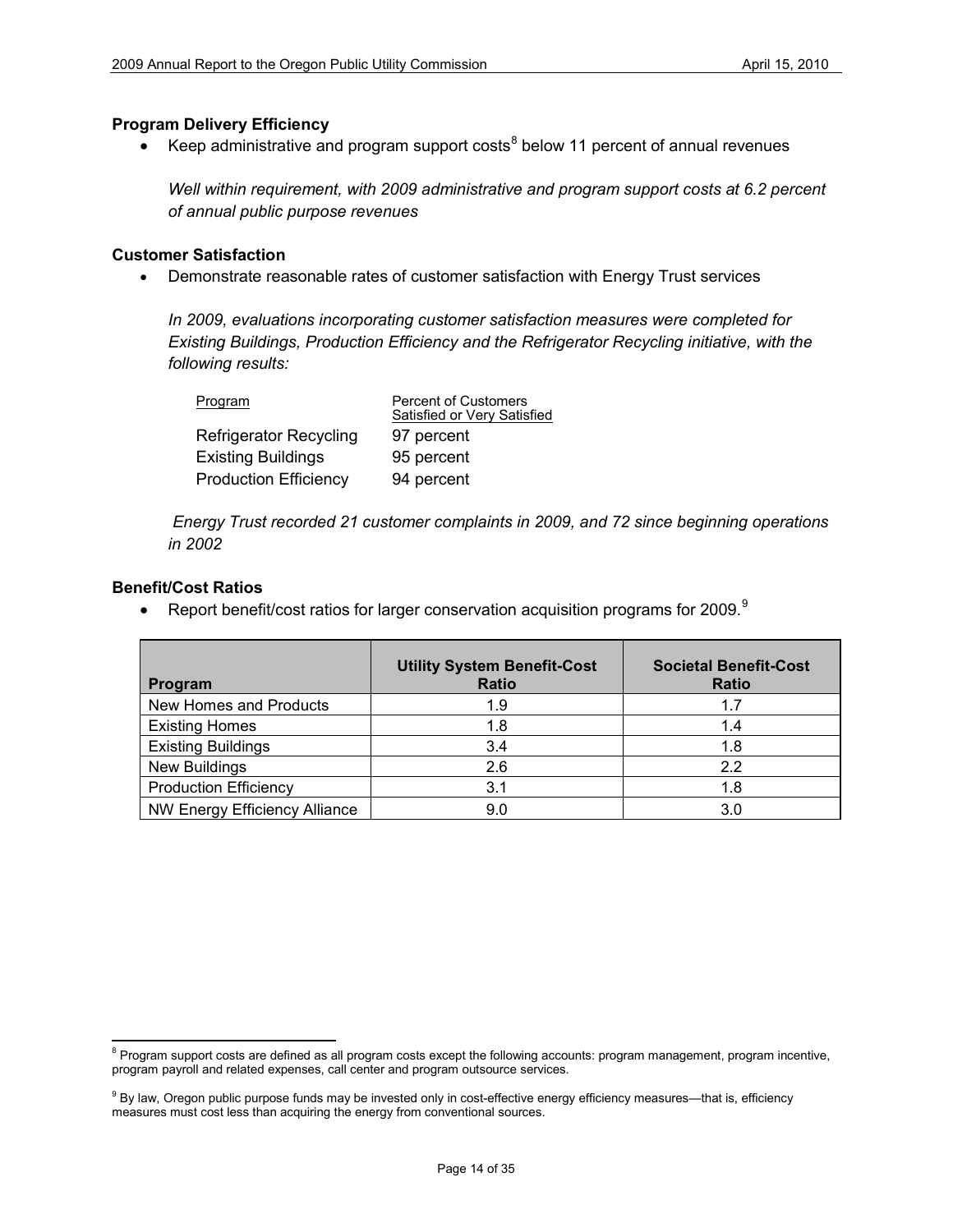### Program Delivery Efficiency

- Keep administrative and program support costs[8] below 11 percent of annual revenues

  *Well within requirement, with 2009 administrative and program support costs at 6.2 percent of annual public purpose revenues*

### Customer Satisfaction

- Demonstrate reasonable rates of customer satisfaction with Energy Trust services

  *In 2009, evaluations incorporating customer satisfaction measures were completed for Existing Buildings, Production Efficiency and the Refrigerator Recycling initiative, with the following results:*

| Program | Percent of Customers Satisfied or Very Satisfied |
| --- | --- |
| Refrigerator Recycling | 97 percent |
| Existing Buildings | 95 percent |
| Production Efficiency | 94 percent |

  *Energy Trust recorded 21 customer complaints in 2009, and 72 since beginning operations in 2002*

### Benefit/Cost Ratios

- Report benefit/cost ratios for larger conservation acquisition programs for 2009.[9]

| Program | Utility System Benefit-Cost Ratio | Societal Benefit-Cost Ratio |
| --- | --- | --- |
| New Homes and Products | 1.9 | 1.7 |
| Existing Homes | 1.8 | 1.4 |
| Existing Buildings | 3.4 | 1.8 |
| New Buildings | 2.6 | 2.2 |
| Production Efficiency | 3.1 | 1.8 |
| NW Energy Efficiency Alliance | 9.0 | 3.0 |

---

[8] Program support costs are defined as all program costs except the following accounts: program management, program incentive, program payroll and related expenses, call center and program outsource services.

[9] By law, Oregon public purpose funds may be invested only in cost-effective energy efficiency measures—that is, efficiency measures must cost less than acquiring the energy from conventional sources.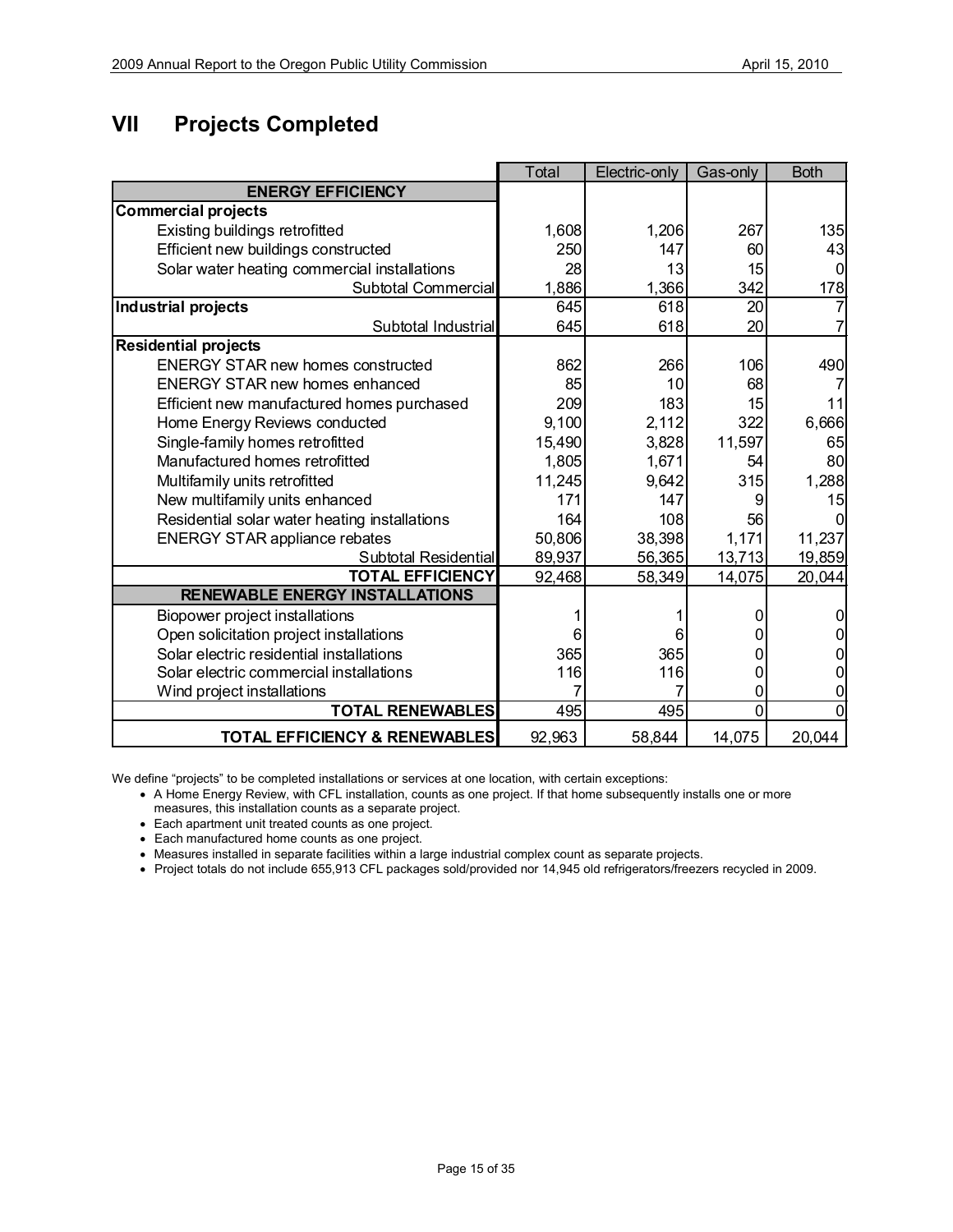# VII Projects Completed

| | Total | Electric-only | Gas-only | Both |
|---|---|---|---|---|
| **ENERGY EFFICIENCY** | | | | |
| **Commercial projects** | | | | |
| Existing buildings retrofitted | 1,608 | 1,206 | 267 | 135 |
| Efficient new buildings constructed | 250 | 147 | 60 | 43 |
| Solar water heating commercial installations | 28 | 13 | 15 | 0 |
| Subtotal Commercial | 1,886 | 1,366 | 342 | 178 |
| **Industrial projects** | 645 | 618 | 20 | 7 |
| Subtotal Industrial | 645 | 618 | 20 | 7 |
| **Residential projects** | | | | |
| ENERGY STAR new homes constructed | 862 | 266 | 106 | 490 |
| ENERGY STAR new homes enhanced | 85 | 10 | 68 | 7 |
| Efficient new manufactured homes purchased | 209 | 183 | 15 | 11 |
| Home Energy Reviews conducted | 9,100 | 2,112 | 322 | 6,666 |
| Single-family homes retrofitted | 15,490 | 3,828 | 11,597 | 65 |
| Manufactured homes retrofitted | 1,805 | 1,671 | 54 | 80 |
| Multifamily units retrofitted | 11,245 | 9,642 | 315 | 1,288 |
| New multifamily units enhanced | 171 | 147 | 9 | 15 |
| Residential solar water heating installations | 164 | 108 | 56 | 0 |
| ENERGY STAR appliance rebates | 50,806 | 38,398 | 1,171 | 11,237 |
| Subtotal Residential | 89,937 | 56,365 | 13,713 | 19,859 |
| **TOTAL EFFICIENCY** | 92,468 | 58,349 | 14,075 | 20,044 |
| **RENEWABLE ENERGY INSTALLATIONS** | | | | |
| Biopower project installations | 1 | 1 | 0 | 0 |
| Open solicitation project installations | 6 | 6 | 0 | 0 |
| Solar electric residential installations | 365 | 365 | 0 | 0 |
| Solar electric commercial installations | 116 | 116 | 0 | 0 |
| Wind project installations | 7 | 7 | 0 | 0 |
| **TOTAL RENEWABLES** | 495 | 495 | 0 | 0 |
| **TOTAL EFFICIENCY & RENEWABLES** | 92,963 | 58,844 | 14,075 | 20,044 |

We define "projects" to be completed installations or services at one location, with certain exceptions:

- A Home Energy Review, with CFL installation, counts as one project. If that home subsequently installs one or more measures, this installation counts as a separate project.
- Each apartment unit treated counts as one project.
- Each manufactured home counts as one project.
- Measures installed in separate facilities within a large industrial complex count as separate projects.
- Project totals do not include 655,913 CFL packages sold/provided nor 14,945 old refrigerators/freezers recycled in 2009.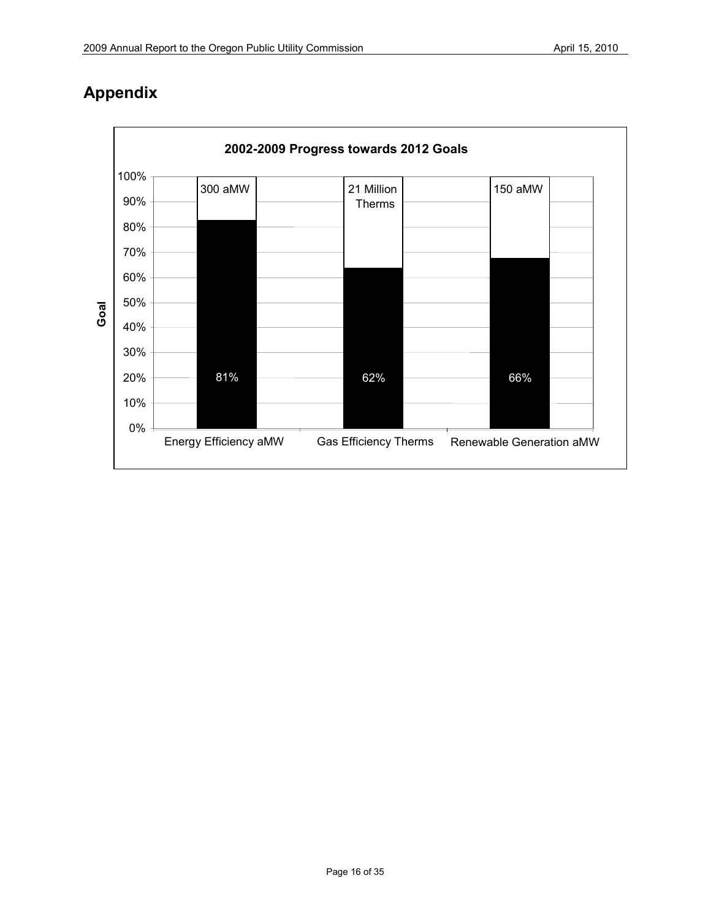# Appendix

**2002-2009 Progress towards 2012 Goals**

| Goal | Energy Efficiency aMW | Gas Efficiency Therms | Renewable Generation aMW |
|---|---|---|---|
| 2012 Goal | 300 aMW | 21 Million Therms | 150 aMW |
| Progress | 81% | 62% | 66% |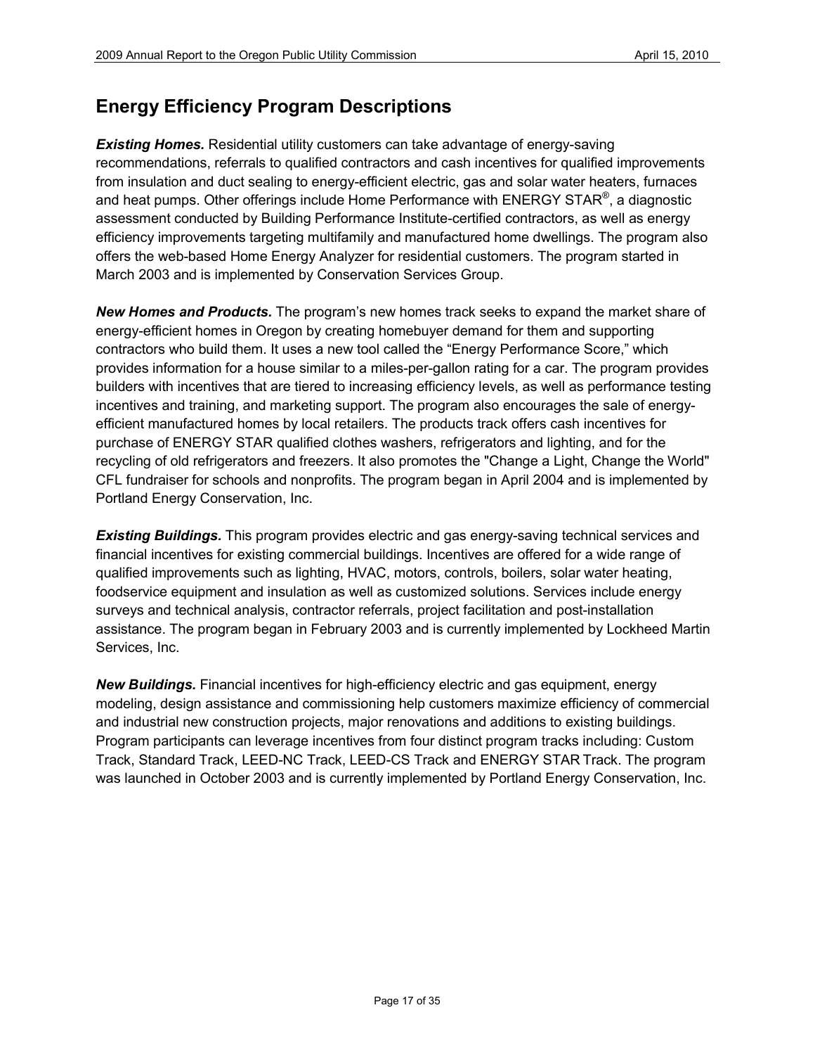## Energy Efficiency Program Descriptions

***Existing Homes.*** Residential utility customers can take advantage of energy-saving recommendations, referrals to qualified contractors and cash incentives for qualified improvements from insulation and duct sealing to energy-efficient electric, gas and solar water heaters, furnaces and heat pumps. Other offerings include Home Performance with ENERGY STAR®, a diagnostic assessment conducted by Building Performance Institute-certified contractors, as well as energy efficiency improvements targeting multifamily and manufactured home dwellings. The program also offers the web-based Home Energy Analyzer for residential customers. The program started in March 2003 and is implemented by Conservation Services Group.

***New Homes and Products.*** The program's new homes track seeks to expand the market share of energy-efficient homes in Oregon by creating homebuyer demand for them and supporting contractors who build them. It uses a new tool called the "Energy Performance Score," which provides information for a house similar to a miles-per-gallon rating for a car. The program provides builders with incentives that are tiered to increasing efficiency levels, as well as performance testing incentives and training, and marketing support. The program also encourages the sale of energy-efficient manufactured homes by local retailers. The products track offers cash incentives for purchase of ENERGY STAR qualified clothes washers, refrigerators and lighting, and for the recycling of old refrigerators and freezers. It also promotes the "Change a Light, Change the World" CFL fundraiser for schools and nonprofits. The program began in April 2004 and is implemented by Portland Energy Conservation, Inc.

***Existing Buildings.*** This program provides electric and gas energy-saving technical services and financial incentives for existing commercial buildings. Incentives are offered for a wide range of qualified improvements such as lighting, HVAC, motors, controls, boilers, solar water heating, foodservice equipment and insulation as well as customized solutions. Services include energy surveys and technical analysis, contractor referrals, project facilitation and post-installation assistance. The program began in February 2003 and is currently implemented by Lockheed Martin Services, Inc.

***New Buildings.*** Financial incentives for high-efficiency electric and gas equipment, energy modeling, design assistance and commissioning help customers maximize efficiency of commercial and industrial new construction projects, major renovations and additions to existing buildings. Program participants can leverage incentives from four distinct program tracks including: Custom Track, Standard Track, LEED-NC Track, LEED-CS Track and ENERGY STAR Track. The program was launched in October 2003 and is currently implemented by Portland Energy Conservation, Inc.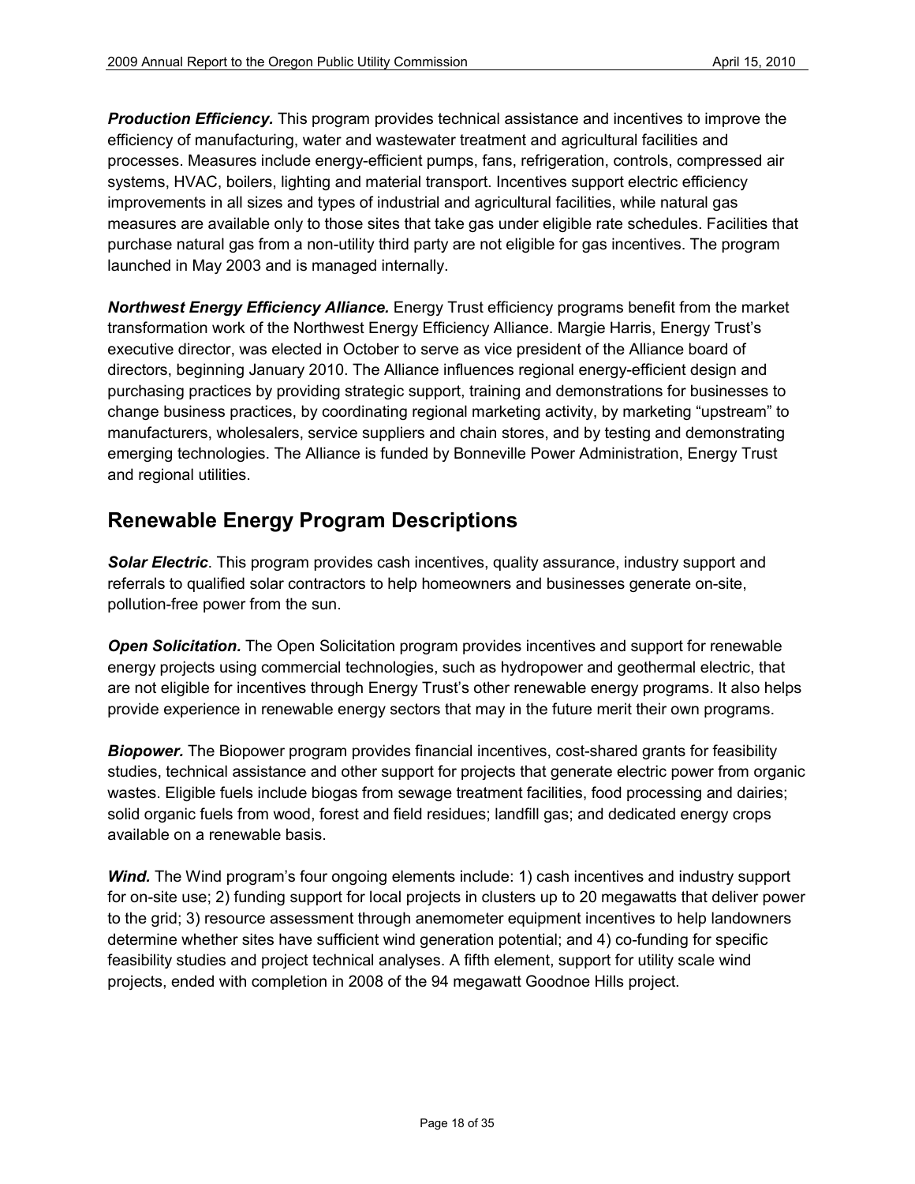***Production Efficiency.*** This program provides technical assistance and incentives to improve the efficiency of manufacturing, water and wastewater treatment and agricultural facilities and processes. Measures include energy-efficient pumps, fans, refrigeration, controls, compressed air systems, HVAC, boilers, lighting and material transport. Incentives support electric efficiency improvements in all sizes and types of industrial and agricultural facilities, while natural gas measures are available only to those sites that take gas under eligible rate schedules. Facilities that purchase natural gas from a non-utility third party are not eligible for gas incentives. The program launched in May 2003 and is managed internally.

***Northwest Energy Efficiency Alliance.*** Energy Trust efficiency programs benefit from the market transformation work of the Northwest Energy Efficiency Alliance. Margie Harris, Energy Trust's executive director, was elected in October to serve as vice president of the Alliance board of directors, beginning January 2010. The Alliance influences regional energy-efficient design and purchasing practices by providing strategic support, training and demonstrations for businesses to change business practices, by coordinating regional marketing activity, by marketing "upstream" to manufacturers, wholesalers, service suppliers and chain stores, and by testing and demonstrating emerging technologies. The Alliance is funded by Bonneville Power Administration, Energy Trust and regional utilities.

## Renewable Energy Program Descriptions

***Solar Electric***. This program provides cash incentives, quality assurance, industry support and referrals to qualified solar contractors to help homeowners and businesses generate on-site, pollution-free power from the sun.

***Open Solicitation.*** The Open Solicitation program provides incentives and support for renewable energy projects using commercial technologies, such as hydropower and geothermal electric, that are not eligible for incentives through Energy Trust's other renewable energy programs. It also helps provide experience in renewable energy sectors that may in the future merit their own programs.

***Biopower.*** The Biopower program provides financial incentives, cost-shared grants for feasibility studies, technical assistance and other support for projects that generate electric power from organic wastes. Eligible fuels include biogas from sewage treatment facilities, food processing and dairies; solid organic fuels from wood, forest and field residues; landfill gas; and dedicated energy crops available on a renewable basis.

***Wind.*** The Wind program's four ongoing elements include: 1) cash incentives and industry support for on-site use; 2) funding support for local projects in clusters up to 20 megawatts that deliver power to the grid; 3) resource assessment through anemometer equipment incentives to help landowners determine whether sites have sufficient wind generation potential; and 4) co-funding for specific feasibility studies and project technical analyses. A fifth element, support for utility scale wind projects, ended with completion in 2008 of the 94 megawatt Goodnoe Hills project.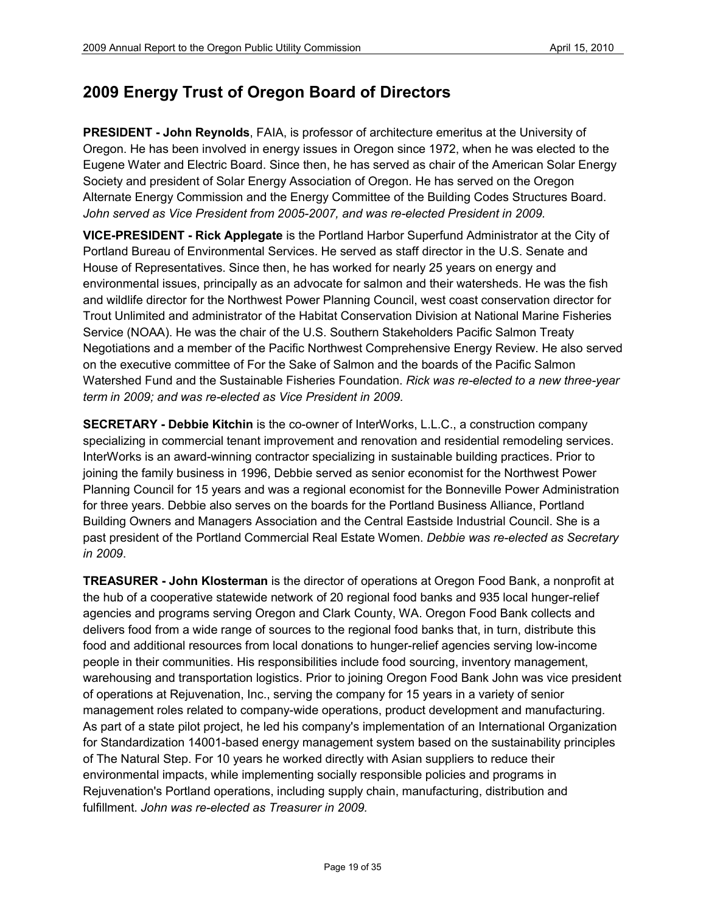## 2009 Energy Trust of Oregon Board of Directors

**PRESIDENT - John Reynolds**, FAIA, is professor of architecture emeritus at the University of Oregon. He has been involved in energy issues in Oregon since 1972, when he was elected to the Eugene Water and Electric Board. Since then, he has served as chair of the American Solar Energy Society and president of Solar Energy Association of Oregon. He has served on the Oregon Alternate Energy Commission and the Energy Committee of the Building Codes Structures Board. *John served as Vice President from 2005-2007, and was re-elected President in 2009.*

**VICE-PRESIDENT - Rick Applegate** is the Portland Harbor Superfund Administrator at the City of Portland Bureau of Environmental Services. He served as staff director in the U.S. Senate and House of Representatives. Since then, he has worked for nearly 25 years on energy and environmental issues, principally as an advocate for salmon and their watersheds. He was the fish and wildlife director for the Northwest Power Planning Council, west coast conservation director for Trout Unlimited and administrator of the Habitat Conservation Division at National Marine Fisheries Service (NOAA). He was the chair of the U.S. Southern Stakeholders Pacific Salmon Treaty Negotiations and a member of the Pacific Northwest Comprehensive Energy Review. He also served on the executive committee of For the Sake of Salmon and the boards of the Pacific Salmon Watershed Fund and the Sustainable Fisheries Foundation. *Rick was re-elected to a new three-year term in 2009; and was re-elected as Vice President in 2009.*

**SECRETARY - Debbie Kitchin** is the co-owner of InterWorks, L.L.C., a construction company specializing in commercial tenant improvement and renovation and residential remodeling services. InterWorks is an award-winning contractor specializing in sustainable building practices. Prior to joining the family business in 1996, Debbie served as senior economist for the Northwest Power Planning Council for 15 years and was a regional economist for the Bonneville Power Administration for three years. Debbie also serves on the boards for the Portland Business Alliance, Portland Building Owners and Managers Association and the Central Eastside Industrial Council. She is a past president of the Portland Commercial Real Estate Women. *Debbie was re-elected as Secretary in 2009*.

**TREASURER - John Klosterman** is the director of operations at Oregon Food Bank, a nonprofit at the hub of a cooperative statewide network of 20 regional food banks and 935 local hunger-relief agencies and programs serving Oregon and Clark County, WA. Oregon Food Bank collects and delivers food from a wide range of sources to the regional food banks that, in turn, distribute this food and additional resources from local donations to hunger-relief agencies serving low-income people in their communities. His responsibilities include food sourcing, inventory management, warehousing and transportation logistics. Prior to joining Oregon Food Bank John was vice president of operations at Rejuvenation, Inc., serving the company for 15 years in a variety of senior management roles related to company-wide operations, product development and manufacturing. As part of a state pilot project, he led his company's implementation of an International Organization for Standardization 14001-based energy management system based on the sustainability principles of The Natural Step. For 10 years he worked directly with Asian suppliers to reduce their environmental impacts, while implementing socially responsible policies and programs in Rejuvenation's Portland operations, including supply chain, manufacturing, distribution and fulfillment. *John was re-elected as Treasurer in 2009.*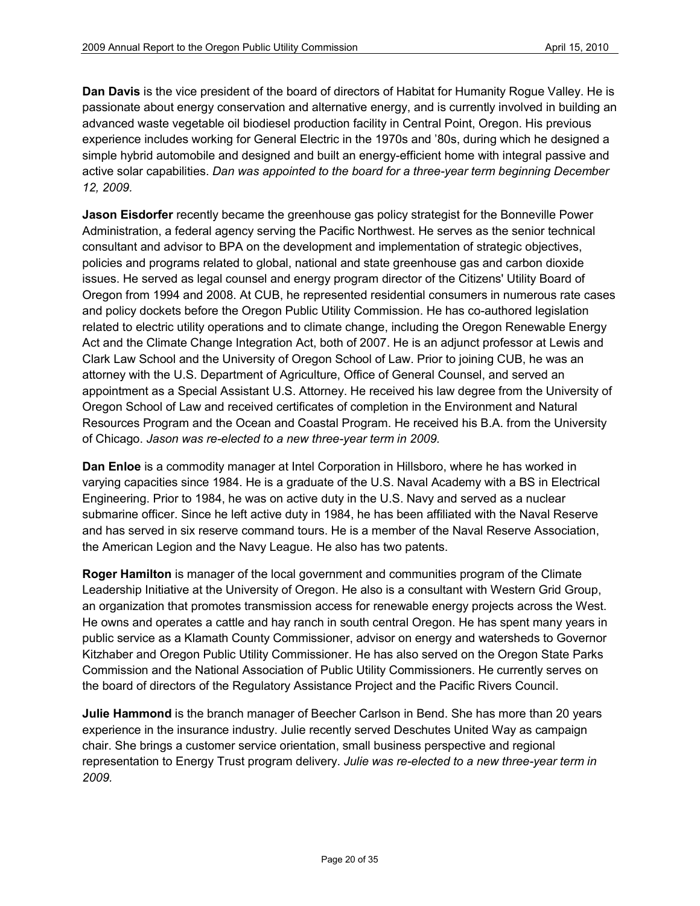**Dan Davis** is the vice president of the board of directors of Habitat for Humanity Rogue Valley. He is passionate about energy conservation and alternative energy, and is currently involved in building an advanced waste vegetable oil biodiesel production facility in Central Point, Oregon. His previous experience includes working for General Electric in the 1970s and ’80s, during which he designed a simple hybrid automobile and designed and built an energy-efficient home with integral passive and active solar capabilities. *Dan was appointed to the board for a three-year term beginning December 12, 2009.*

**Jason Eisdorfer** recently became the greenhouse gas policy strategist for the Bonneville Power Administration, a federal agency serving the Pacific Northwest. He serves as the senior technical consultant and advisor to BPA on the development and implementation of strategic objectives, policies and programs related to global, national and state greenhouse gas and carbon dioxide issues. He served as legal counsel and energy program director of the Citizens' Utility Board of Oregon from 1994 and 2008. At CUB, he represented residential consumers in numerous rate cases and policy dockets before the Oregon Public Utility Commission. He has co-authored legislation related to electric utility operations and to climate change, including the Oregon Renewable Energy Act and the Climate Change Integration Act, both of 2007. He is an adjunct professor at Lewis and Clark Law School and the University of Oregon School of Law. Prior to joining CUB, he was an attorney with the U.S. Department of Agriculture, Office of General Counsel, and served an appointment as a Special Assistant U.S. Attorney. He received his law degree from the University of Oregon School of Law and received certificates of completion in the Environment and Natural Resources Program and the Ocean and Coastal Program. He received his B.A. from the University of Chicago. *Jason was re-elected to a new three-year term in 2009.*

**Dan Enloe** is a commodity manager at Intel Corporation in Hillsboro, where he has worked in varying capacities since 1984. He is a graduate of the U.S. Naval Academy with a BS in Electrical Engineering. Prior to 1984, he was on active duty in the U.S. Navy and served as a nuclear submarine officer. Since he left active duty in 1984, he has been affiliated with the Naval Reserve and has served in six reserve command tours. He is a member of the Naval Reserve Association, the American Legion and the Navy League. He also has two patents.

**Roger Hamilton** is manager of the local government and communities program of the Climate Leadership Initiative at the University of Oregon. He also is a consultant with Western Grid Group, an organization that promotes transmission access for renewable energy projects across the West. He owns and operates a cattle and hay ranch in south central Oregon. He has spent many years in public service as a Klamath County Commissioner, advisor on energy and watersheds to Governor Kitzhaber and Oregon Public Utility Commissioner. He has also served on the Oregon State Parks Commission and the National Association of Public Utility Commissioners. He currently serves on the board of directors of the Regulatory Assistance Project and the Pacific Rivers Council.

**Julie Hammond** is the branch manager of Beecher Carlson in Bend. She has more than 20 years experience in the insurance industry. Julie recently served Deschutes United Way as campaign chair. She brings a customer service orientation, small business perspective and regional representation to Energy Trust program delivery. *Julie was re-elected to a new three-year term in 2009.*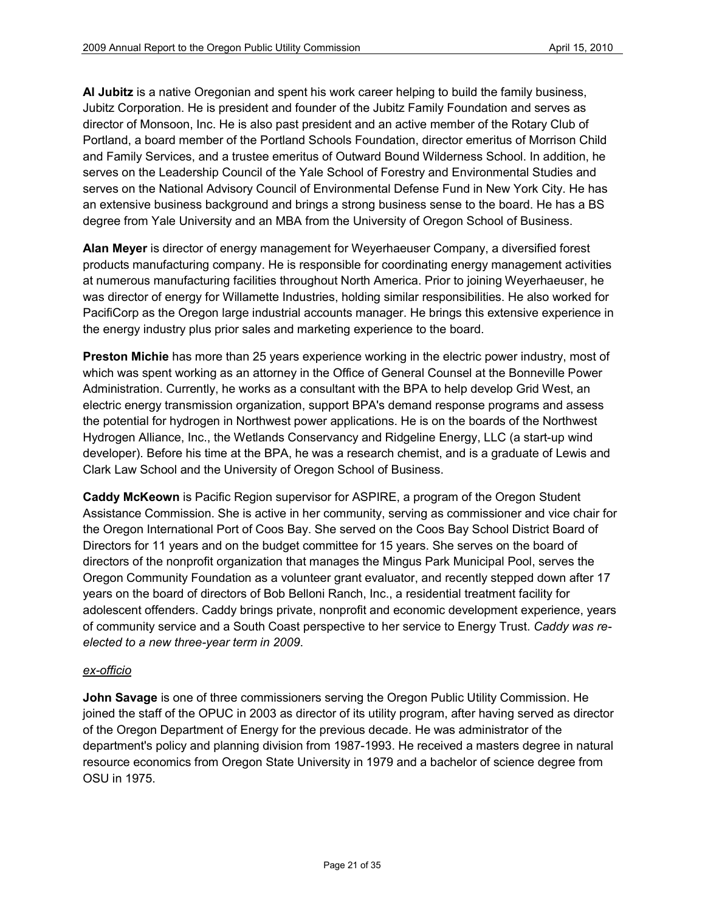**Al Jubitz** is a native Oregonian and spent his work career helping to build the family business, Jubitz Corporation. He is president and founder of the Jubitz Family Foundation and serves as director of Monsoon, Inc. He is also past president and an active member of the Rotary Club of Portland, a board member of the Portland Schools Foundation, director emeritus of Morrison Child and Family Services, and a trustee emeritus of Outward Bound Wilderness School. In addition, he serves on the Leadership Council of the Yale School of Forestry and Environmental Studies and serves on the National Advisory Council of Environmental Defense Fund in New York City. He has an extensive business background and brings a strong business sense to the board. He has a BS degree from Yale University and an MBA from the University of Oregon School of Business.

**Alan Meyer** is director of energy management for Weyerhaeuser Company, a diversified forest products manufacturing company. He is responsible for coordinating energy management activities at numerous manufacturing facilities throughout North America. Prior to joining Weyerhaeuser, he was director of energy for Willamette Industries, holding similar responsibilities. He also worked for PacifiCorp as the Oregon large industrial accounts manager. He brings this extensive experience in the energy industry plus prior sales and marketing experience to the board.

**Preston Michie** has more than 25 years experience working in the electric power industry, most of which was spent working as an attorney in the Office of General Counsel at the Bonneville Power Administration. Currently, he works as a consultant with the BPA to help develop Grid West, an electric energy transmission organization, support BPA's demand response programs and assess the potential for hydrogen in Northwest power applications. He is on the boards of the Northwest Hydrogen Alliance, Inc., the Wetlands Conservancy and Ridgeline Energy, LLC (a start-up wind developer). Before his time at the BPA, he was a research chemist, and is a graduate of Lewis and Clark Law School and the University of Oregon School of Business.

**Caddy McKeown** is Pacific Region supervisor for ASPIRE, a program of the Oregon Student Assistance Commission. She is active in her community, serving as commissioner and vice chair for the Oregon International Port of Coos Bay. She served on the Coos Bay School District Board of Directors for 11 years and on the budget committee for 15 years. She serves on the board of directors of the nonprofit organization that manages the Mingus Park Municipal Pool, serves the Oregon Community Foundation as a volunteer grant evaluator, and recently stepped down after 17 years on the board of directors of Bob Belloni Ranch, Inc., a residential treatment facility for adolescent offenders. Caddy brings private, nonprofit and economic development experience, years of community service and a South Coast perspective to her service to Energy Trust. *Caddy was re-elected to a new three-year term in 2009*.

*ex-officio*

**John Savage** is one of three commissioners serving the Oregon Public Utility Commission. He joined the staff of the OPUC in 2003 as director of its utility program, after having served as director of the Oregon Department of Energy for the previous decade. He was administrator of the department's policy and planning division from 1987-1993. He received a masters degree in natural resource economics from Oregon State University in 1979 and a bachelor of science degree from OSU in 1975.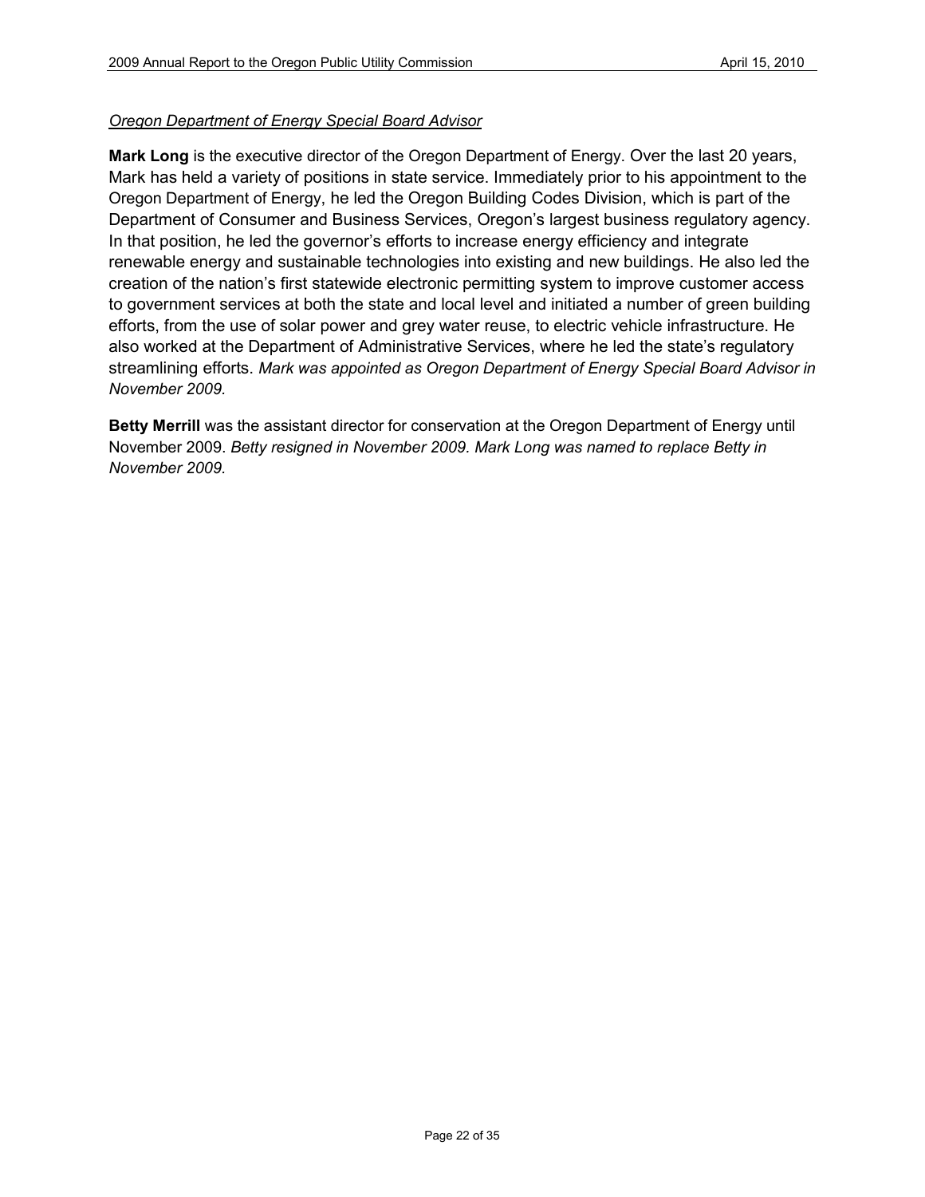*Oregon Department of Energy Special Board Advisor*

**Mark Long** is the executive director of the Oregon Department of Energy. Over the last 20 years, Mark has held a variety of positions in state service. Immediately prior to his appointment to the Oregon Department of Energy, he led the Oregon Building Codes Division, which is part of the Department of Consumer and Business Services, Oregon's largest business regulatory agency. In that position, he led the governor's efforts to increase energy efficiency and integrate renewable energy and sustainable technologies into existing and new buildings. He also led the creation of the nation's first statewide electronic permitting system to improve customer access to government services at both the state and local level and initiated a number of green building efforts, from the use of solar power and grey water reuse, to electric vehicle infrastructure. He also worked at the Department of Administrative Services, where he led the state's regulatory streamlining efforts. *Mark was appointed as Oregon Department of Energy Special Board Advisor in November 2009.*

**Betty Merrill** was the assistant director for conservation at the Oregon Department of Energy until November 2009. *Betty resigned in November 2009. Mark Long was named to replace Betty in November 2009.*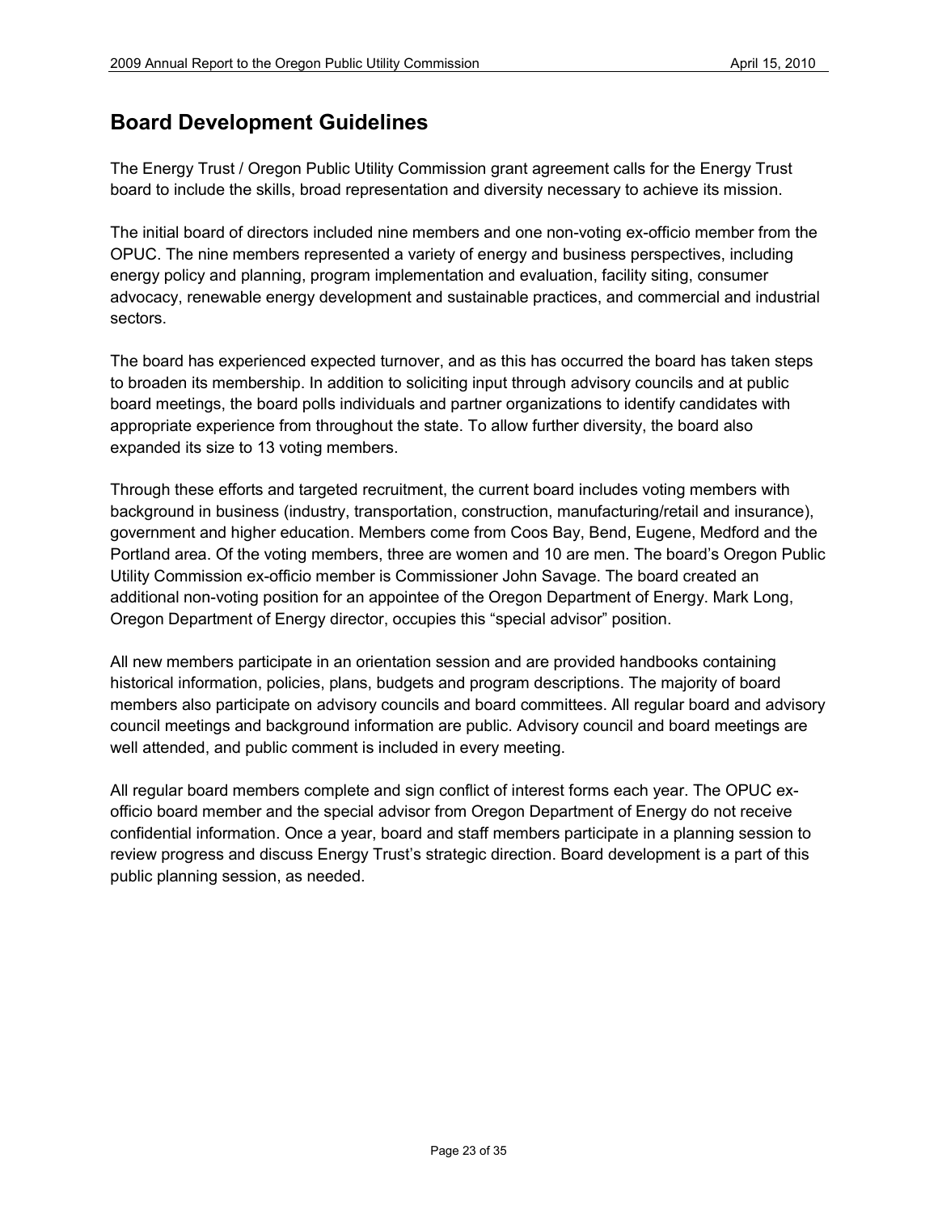## Board Development Guidelines

The Energy Trust / Oregon Public Utility Commission grant agreement calls for the Energy Trust board to include the skills, broad representation and diversity necessary to achieve its mission.

The initial board of directors included nine members and one non-voting ex-officio member from the OPUC. The nine members represented a variety of energy and business perspectives, including energy policy and planning, program implementation and evaluation, facility siting, consumer advocacy, renewable energy development and sustainable practices, and commercial and industrial sectors.

The board has experienced expected turnover, and as this has occurred the board has taken steps to broaden its membership. In addition to soliciting input through advisory councils and at public board meetings, the board polls individuals and partner organizations to identify candidates with appropriate experience from throughout the state. To allow further diversity, the board also expanded its size to 13 voting members.

Through these efforts and targeted recruitment, the current board includes voting members with background in business (industry, transportation, construction, manufacturing/retail and insurance), government and higher education. Members come from Coos Bay, Bend, Eugene, Medford and the Portland area. Of the voting members, three are women and 10 are men. The board's Oregon Public Utility Commission ex-officio member is Commissioner John Savage. The board created an additional non-voting position for an appointee of the Oregon Department of Energy. Mark Long, Oregon Department of Energy director, occupies this "special advisor" position.

All new members participate in an orientation session and are provided handbooks containing historical information, policies, plans, budgets and program descriptions. The majority of board members also participate on advisory councils and board committees. All regular board and advisory council meetings and background information are public. Advisory council and board meetings are well attended, and public comment is included in every meeting.

All regular board members complete and sign conflict of interest forms each year. The OPUC ex-officio board member and the special advisor from Oregon Department of Energy do not receive confidential information. Once a year, board and staff members participate in a planning session to review progress and discuss Energy Trust's strategic direction. Board development is a part of this public planning session, as needed.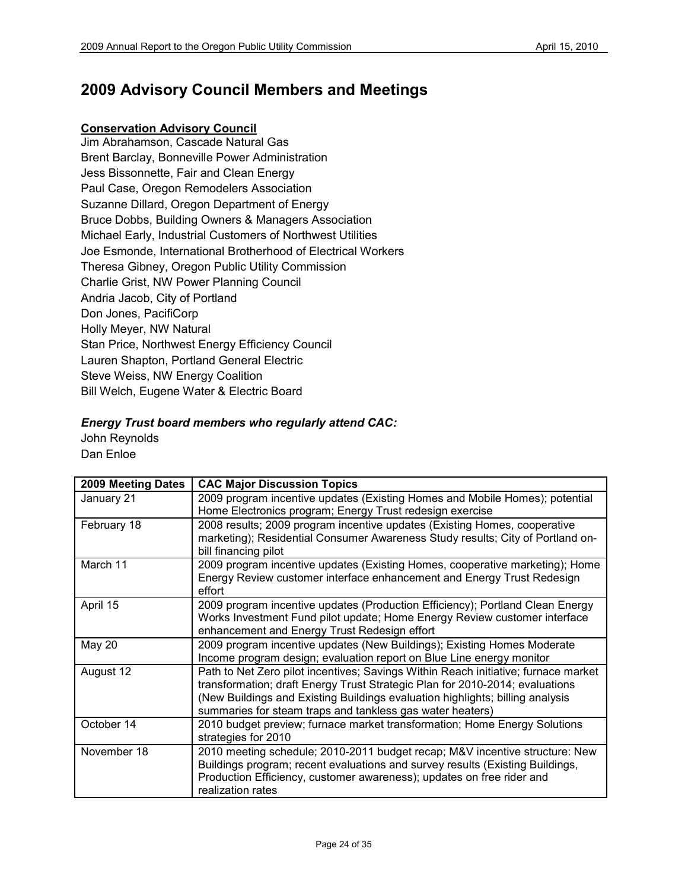## 2009 Advisory Council Members and Meetings

**Conservation Advisory Council**

Jim Abrahamson, Cascade Natural Gas
Brent Barclay, Bonneville Power Administration
Jess Bissonnette, Fair and Clean Energy
Paul Case, Oregon Remodelers Association
Suzanne Dillard, Oregon Department of Energy
Bruce Dobbs, Building Owners & Managers Association
Michael Early, Industrial Customers of Northwest Utilities
Joe Esmonde, International Brotherhood of Electrical Workers
Theresa Gibney, Oregon Public Utility Commission
Charlie Grist, NW Power Planning Council
Andria Jacob, City of Portland
Don Jones, PacifiCorp
Holly Meyer, NW Natural
Stan Price, Northwest Energy Efficiency Council
Lauren Shapton, Portland General Electric
Steve Weiss, NW Energy Coalition
Bill Welch, Eugene Water & Electric Board

***Energy Trust board members who regularly attend CAC:***

John Reynolds
Dan Enloe

| 2009 Meeting Dates | CAC Major Discussion Topics |
|---|---|
| January 21 | 2009 program incentive updates (Existing Homes and Mobile Homes); potential Home Electronics program; Energy Trust redesign exercise |
| February 18 | 2008 results; 2009 program incentive updates (Existing Homes, cooperative marketing); Residential Consumer Awareness Study results; City of Portland on-bill financing pilot |
| March 11 | 2009 program incentive updates (Existing Homes, cooperative marketing); Home Energy Review customer interface enhancement and Energy Trust Redesign effort |
| April 15 | 2009 program incentive updates (Production Efficiency); Portland Clean Energy Works Investment Fund pilot update; Home Energy Review customer interface enhancement and Energy Trust Redesign effort |
| May 20 | 2009 program incentive updates (New Buildings); Existing Homes Moderate Income program design; evaluation report on Blue Line energy monitor |
| August 12 | Path to Net Zero pilot incentives; Savings Within Reach initiative; furnace market transformation; draft Energy Trust Strategic Plan for 2010-2014; evaluations (New Buildings and Existing Buildings evaluation highlights; billing analysis summaries for steam traps and tankless gas water heaters) |
| October 14 | 2010 budget preview; furnace market transformation; Home Energy Solutions strategies for 2010 |
| November 18 | 2010 meeting schedule; 2010-2011 budget recap; M&V incentive structure: New Buildings program; recent evaluations and survey results (Existing Buildings, Production Efficiency, customer awareness); updates on free rider and realization rates |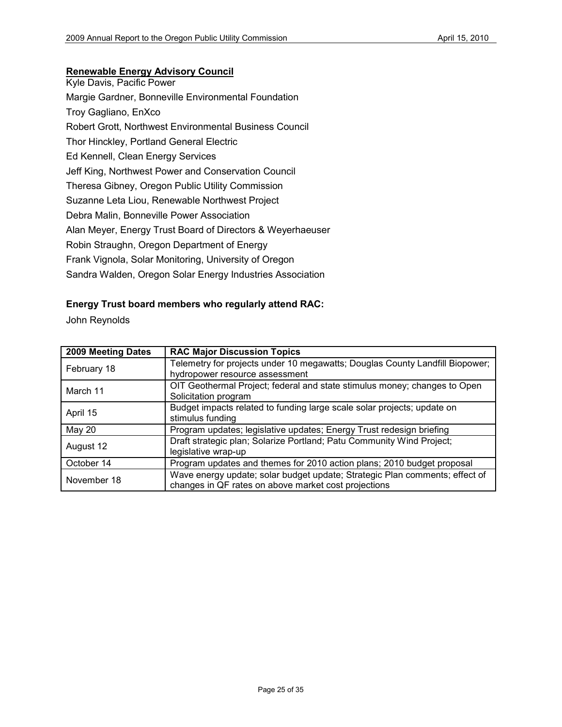**Renewable Energy Advisory Council**

Kyle Davis, Pacific Power

Margie Gardner, Bonneville Environmental Foundation

Troy Gagliano, EnXco

Robert Grott, Northwest Environmental Business Council

Thor Hinckley, Portland General Electric

Ed Kennell, Clean Energy Services

Jeff King, Northwest Power and Conservation Council

Theresa Gibney, Oregon Public Utility Commission

Suzanne Leta Liou, Renewable Northwest Project

Debra Malin, Bonneville Power Association

Alan Meyer, Energy Trust Board of Directors & Weyerhaeuser

Robin Straughn, Oregon Department of Energy

Frank Vignola, Solar Monitoring, University of Oregon

Sandra Walden, Oregon Solar Energy Industries Association

**Energy Trust board members who regularly attend RAC:**

John Reynolds

| 2009 Meeting Dates | RAC Major Discussion Topics |
|---|---|
| February 18 | Telemetry for projects under 10 megawatts; Douglas County Landfill Biopower; hydropower resource assessment |
| March 11 | OIT Geothermal Project; federal and state stimulus money; changes to Open Solicitation program |
| April 15 | Budget impacts related to funding large scale solar projects; update on stimulus funding |
| May 20 | Program updates; legislative updates; Energy Trust redesign briefing |
| August 12 | Draft strategic plan; Solarize Portland; Patu Community Wind Project; legislative wrap-up |
| October 14 | Program updates and themes for 2010 action plans; 2010 budget proposal |
| November 18 | Wave energy update; solar budget update; Strategic Plan comments; effect of changes in QF rates on above market cost projections |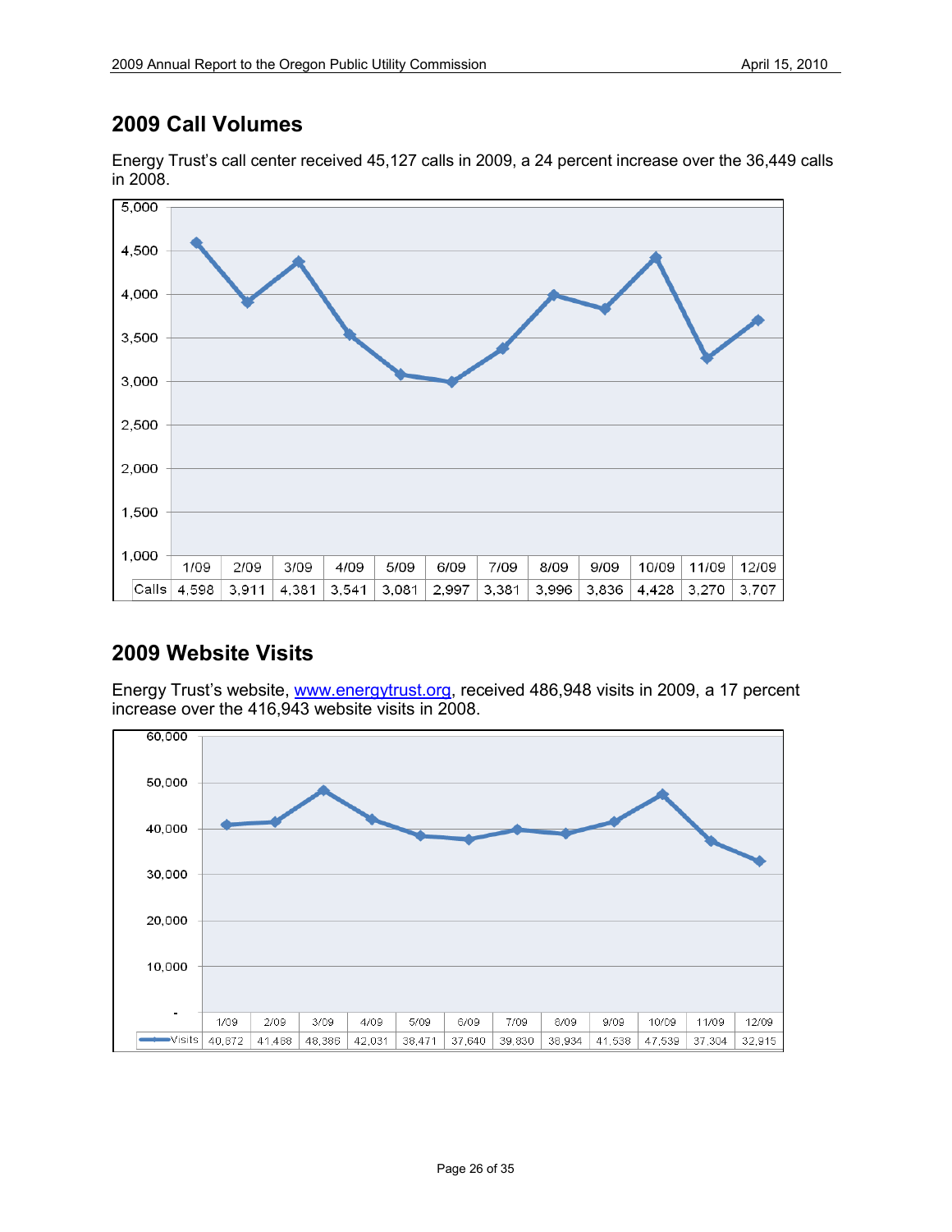## 2009 Call Volumes

Energy Trust's call center received 45,127 calls in 2009, a 24 percent increase over the 36,449 calls in 2008.

| | 1/09 | 2/09 | 3/09 | 4/09 | 5/09 | 6/09 | 7/09 | 8/09 | 9/09 | 10/09 | 11/09 | 12/09 |
|---|---|---|---|---|---|---|---|---|---|---|---|---|
| Calls | 4,598 | 3,911 | 4,381 | 3,541 | 3,081 | 2,997 | 3,381 | 3,996 | 3,836 | 4,428 | 3,270 | 3,707 |

## 2009 Website Visits

Energy Trust's website, [www.energytrust.org](http://www.energytrust.org), received 486,948 visits in 2009, a 17 percent increase over the 416,943 website visits in 2008.

| | 1/09 | 2/09 | 3/09 | 4/09 | 5/09 | 6/09 | 7/09 | 8/09 | 9/09 | 10/09 | 11/09 | 12/09 |
|---|---|---|---|---|---|---|---|---|---|---|---|---|
| Visits | 40,672 | 41,468 | 48,386 | 42,031 | 38,471 | 37,640 | 39,830 | 38,934 | 41,538 | 47,539 | 37,304 | 32,915 |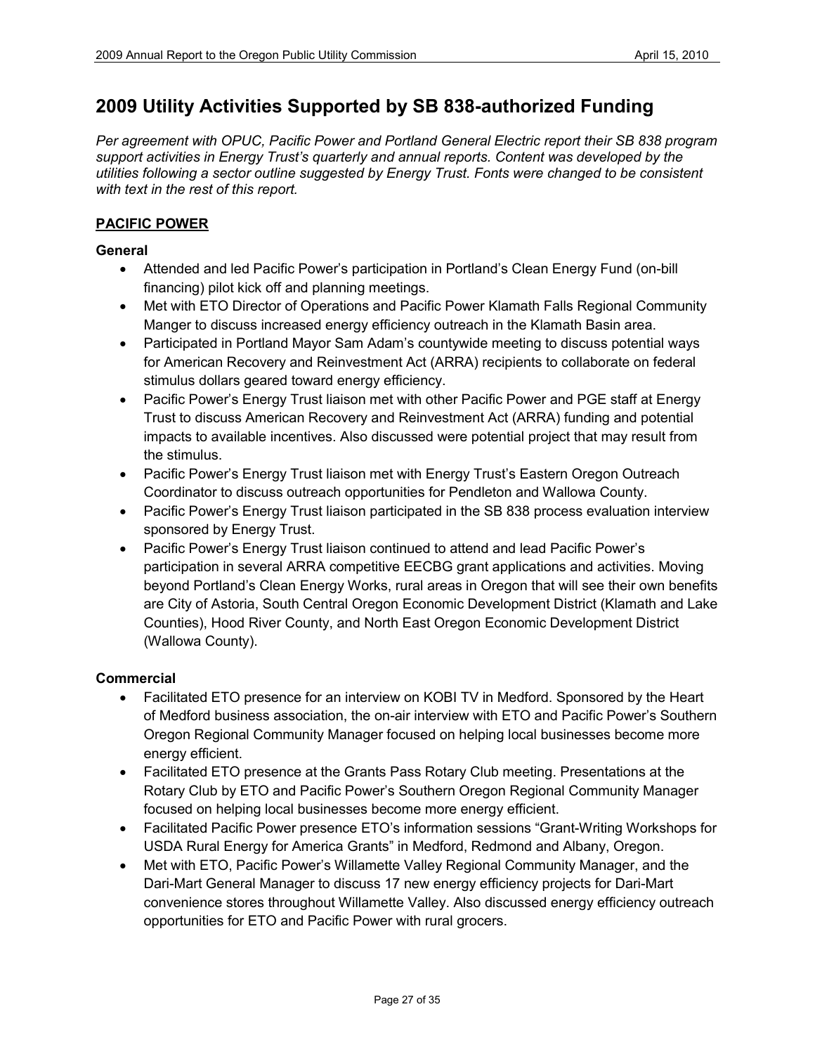## 2009 Utility Activities Supported by SB 838-authorized Funding

*Per agreement with OPUC, Pacific Power and Portland General Electric report their SB 838 program support activities in Energy Trust's quarterly and annual reports. Content was developed by the utilities following a sector outline suggested by Energy Trust. Fonts were changed to be consistent with text in the rest of this report.*

### PACIFIC POWER

#### General

- Attended and led Pacific Power's participation in Portland's Clean Energy Fund (on-bill financing) pilot kick off and planning meetings.
- Met with ETO Director of Operations and Pacific Power Klamath Falls Regional Community Manger to discuss increased energy efficiency outreach in the Klamath Basin area.
- Participated in Portland Mayor Sam Adam's countywide meeting to discuss potential ways for American Recovery and Reinvestment Act (ARRA) recipients to collaborate on federal stimulus dollars geared toward energy efficiency.
- Pacific Power's Energy Trust liaison met with other Pacific Power and PGE staff at Energy Trust to discuss American Recovery and Reinvestment Act (ARRA) funding and potential impacts to available incentives. Also discussed were potential project that may result from the stimulus.
- Pacific Power's Energy Trust liaison met with Energy Trust's Eastern Oregon Outreach Coordinator to discuss outreach opportunities for Pendleton and Wallowa County.
- Pacific Power's Energy Trust liaison participated in the SB 838 process evaluation interview sponsored by Energy Trust.
- Pacific Power's Energy Trust liaison continued to attend and lead Pacific Power's participation in several ARRA competitive EECBG grant applications and activities. Moving beyond Portland's Clean Energy Works, rural areas in Oregon that will see their own benefits are City of Astoria, South Central Oregon Economic Development District (Klamath and Lake Counties), Hood River County, and North East Oregon Economic Development District (Wallowa County).

#### Commercial

- Facilitated ETO presence for an interview on KOBI TV in Medford. Sponsored by the Heart of Medford business association, the on-air interview with ETO and Pacific Power's Southern Oregon Regional Community Manager focused on helping local businesses become more energy efficient.
- Facilitated ETO presence at the Grants Pass Rotary Club meeting. Presentations at the Rotary Club by ETO and Pacific Power's Southern Oregon Regional Community Manager focused on helping local businesses become more energy efficient.
- Facilitated Pacific Power presence ETO's information sessions "Grant-Writing Workshops for USDA Rural Energy for America Grants" in Medford, Redmond and Albany, Oregon.
- Met with ETO, Pacific Power's Willamette Valley Regional Community Manager, and the Dari-Mart General Manager to discuss 17 new energy efficiency projects for Dari-Mart convenience stores throughout Willamette Valley. Also discussed energy efficiency outreach opportunities for ETO and Pacific Power with rural grocers.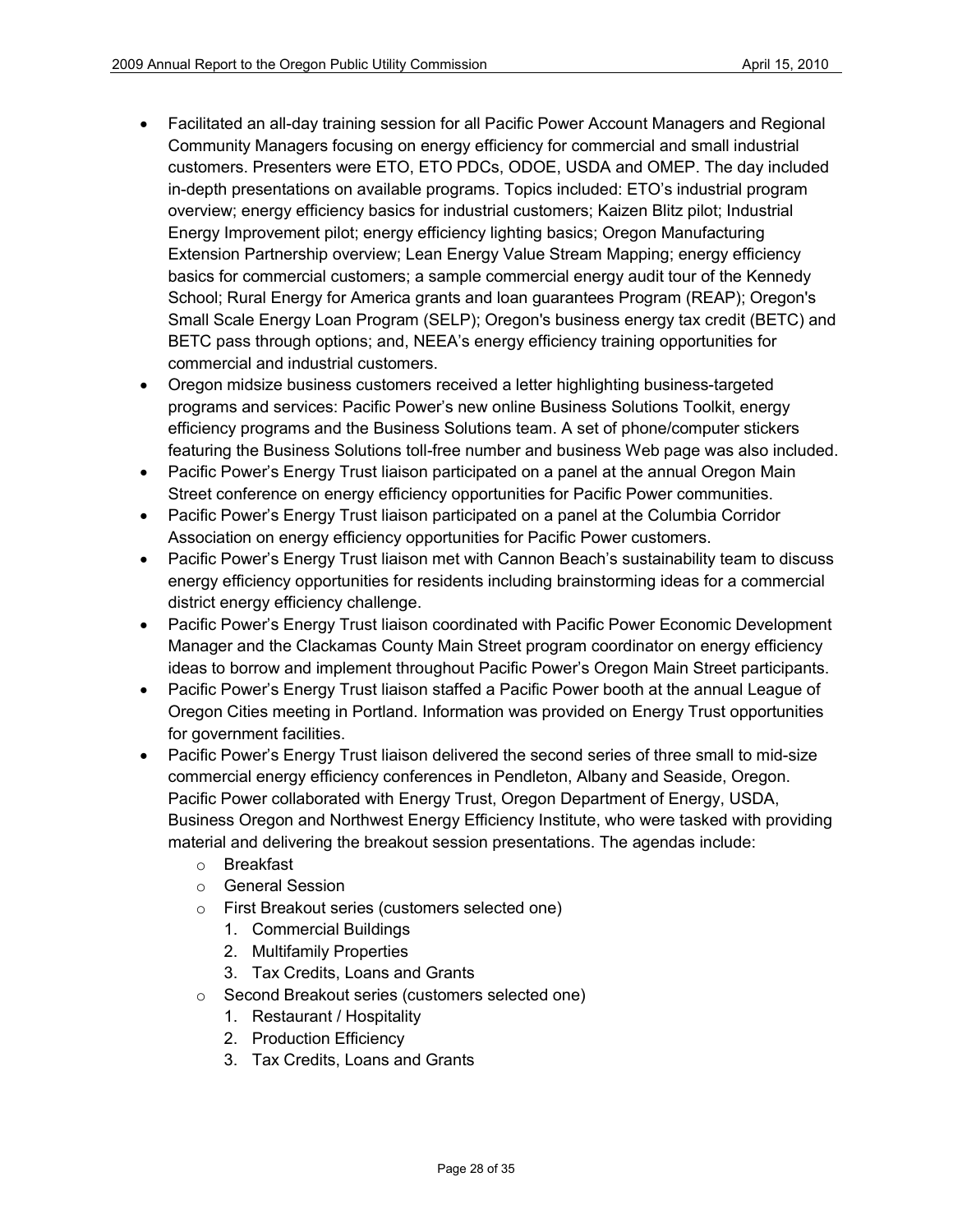- Facilitated an all-day training session for all Pacific Power Account Managers and Regional Community Managers focusing on energy efficiency for commercial and small industrial customers. Presenters were ETO, ETO PDCs, ODOE, USDA and OMEP. The day included in-depth presentations on available programs. Topics included: ETO's industrial program overview; energy efficiency basics for industrial customers; Kaizen Blitz pilot; Industrial Energy Improvement pilot; energy efficiency lighting basics; Oregon Manufacturing Extension Partnership overview; Lean Energy Value Stream Mapping; energy efficiency basics for commercial customers; a sample commercial energy audit tour of the Kennedy School; Rural Energy for America grants and loan guarantees Program (REAP); Oregon's Small Scale Energy Loan Program (SELP); Oregon's business energy tax credit (BETC) and BETC pass through options; and, NEEA's energy efficiency training opportunities for commercial and industrial customers.
- Oregon midsize business customers received a letter highlighting business-targeted programs and services: Pacific Power's new online Business Solutions Toolkit, energy efficiency programs and the Business Solutions team. A set of phone/computer stickers featuring the Business Solutions toll-free number and business Web page was also included.
- Pacific Power's Energy Trust liaison participated on a panel at the annual Oregon Main Street conference on energy efficiency opportunities for Pacific Power communities.
- Pacific Power's Energy Trust liaison participated on a panel at the Columbia Corridor Association on energy efficiency opportunities for Pacific Power customers.
- Pacific Power's Energy Trust liaison met with Cannon Beach's sustainability team to discuss energy efficiency opportunities for residents including brainstorming ideas for a commercial district energy efficiency challenge.
- Pacific Power's Energy Trust liaison coordinated with Pacific Power Economic Development Manager and the Clackamas County Main Street program coordinator on energy efficiency ideas to borrow and implement throughout Pacific Power's Oregon Main Street participants.
- Pacific Power's Energy Trust liaison staffed a Pacific Power booth at the annual League of Oregon Cities meeting in Portland. Information was provided on Energy Trust opportunities for government facilities.
- Pacific Power's Energy Trust liaison delivered the second series of three small to mid-size commercial energy efficiency conferences in Pendleton, Albany and Seaside, Oregon. Pacific Power collaborated with Energy Trust, Oregon Department of Energy, USDA, Business Oregon and Northwest Energy Efficiency Institute, who were tasked with providing material and delivering the breakout session presentations. The agendas include:
  - Breakfast
  - General Session
  - First Breakout series (customers selected one)
    1. Commercial Buildings
    2. Multifamily Properties
    3. Tax Credits, Loans and Grants
  - Second Breakout series (customers selected one)
    1. Restaurant / Hospitality
    2. Production Efficiency
    3. Tax Credits, Loans and Grants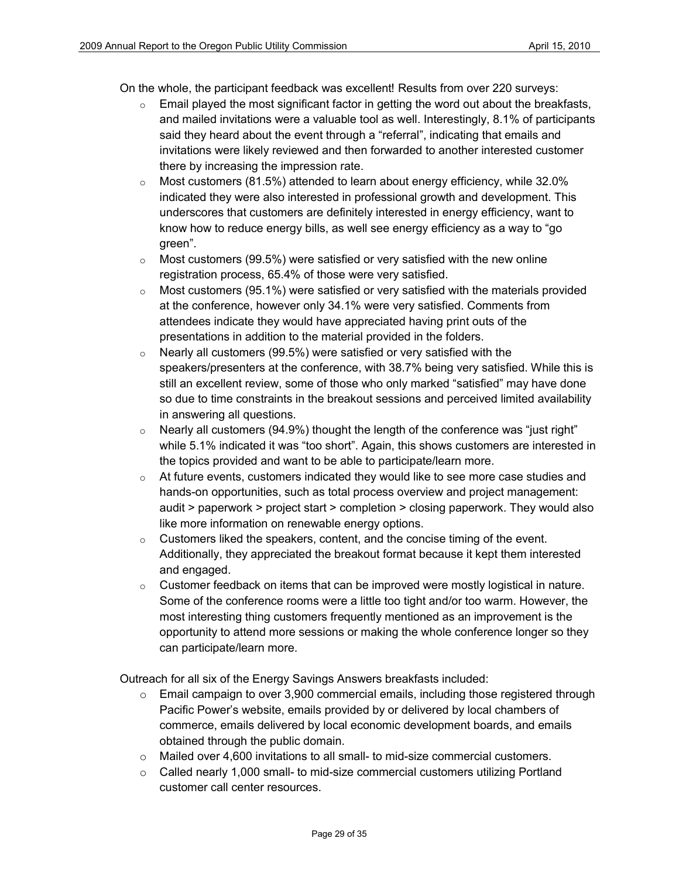On the whole, the participant feedback was excellent! Results from over 220 surveys:

- Email played the most significant factor in getting the word out about the breakfasts, and mailed invitations were a valuable tool as well. Interestingly, 8.1% of participants said they heard about the event through a "referral", indicating that emails and invitations were likely reviewed and then forwarded to another interested customer there by increasing the impression rate.
- Most customers (81.5%) attended to learn about energy efficiency, while 32.0% indicated they were also interested in professional growth and development. This underscores that customers are definitely interested in energy efficiency, want to know how to reduce energy bills, as well see energy efficiency as a way to "go green".
- Most customers (99.5%) were satisfied or very satisfied with the new online registration process, 65.4% of those were very satisfied.
- Most customers (95.1%) were satisfied or very satisfied with the materials provided at the conference, however only 34.1% were very satisfied. Comments from attendees indicate they would have appreciated having print outs of the presentations in addition to the material provided in the folders.
- Nearly all customers (99.5%) were satisfied or very satisfied with the speakers/presenters at the conference, with 38.7% being very satisfied. While this is still an excellent review, some of those who only marked "satisfied" may have done so due to time constraints in the breakout sessions and perceived limited availability in answering all questions.
- Nearly all customers (94.9%) thought the length of the conference was "just right" while 5.1% indicated it was "too short". Again, this shows customers are interested in the topics provided and want to be able to participate/learn more.
- At future events, customers indicated they would like to see more case studies and hands-on opportunities, such as total process overview and project management: audit > paperwork > project start > completion > closing paperwork. They would also like more information on renewable energy options.
- Customers liked the speakers, content, and the concise timing of the event. Additionally, they appreciated the breakout format because it kept them interested and engaged.
- Customer feedback on items that can be improved were mostly logistical in nature. Some of the conference rooms were a little too tight and/or too warm. However, the most interesting thing customers frequently mentioned as an improvement is the opportunity to attend more sessions or making the whole conference longer so they can participate/learn more.

Outreach for all six of the Energy Savings Answers breakfasts included:

- Email campaign to over 3,900 commercial emails, including those registered through Pacific Power's website, emails provided by or delivered by local chambers of commerce, emails delivered by local economic development boards, and emails obtained through the public domain.
- Mailed over 4,600 invitations to all small- to mid-size commercial customers.
- Called nearly 1,000 small- to mid-size commercial customers utilizing Portland customer call center resources.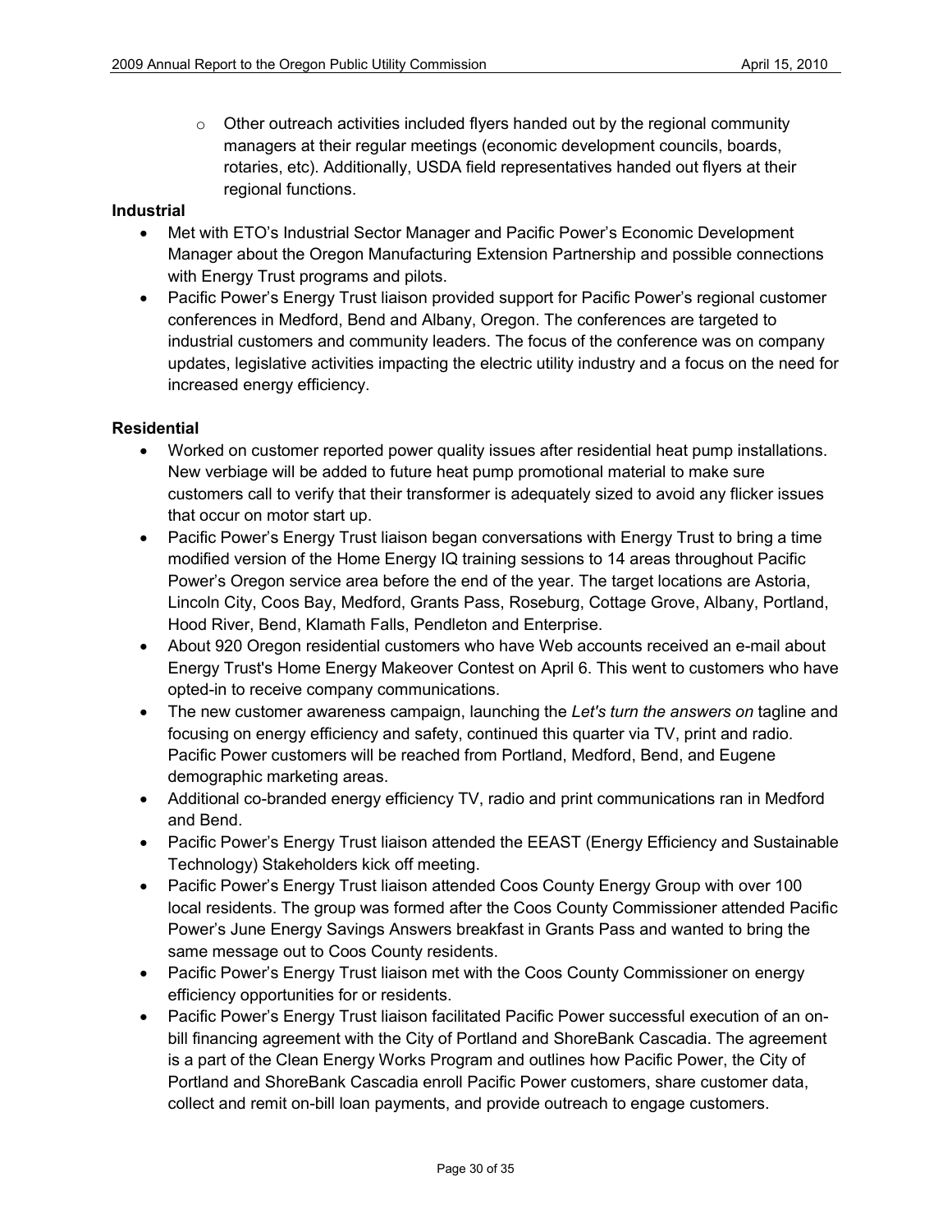- Other outreach activities included flyers handed out by the regional community managers at their regular meetings (economic development councils, boards, rotaries, etc). Additionally, USDA field representatives handed out flyers at their regional functions.

**Industrial**

- Met with ETO's Industrial Sector Manager and Pacific Power's Economic Development Manager about the Oregon Manufacturing Extension Partnership and possible connections with Energy Trust programs and pilots.
- Pacific Power's Energy Trust liaison provided support for Pacific Power's regional customer conferences in Medford, Bend and Albany, Oregon. The conferences are targeted to industrial customers and community leaders. The focus of the conference was on company updates, legislative activities impacting the electric utility industry and a focus on the need for increased energy efficiency.

**Residential**

- Worked on customer reported power quality issues after residential heat pump installations. New verbiage will be added to future heat pump promotional material to make sure customers call to verify that their transformer is adequately sized to avoid any flicker issues that occur on motor start up.
- Pacific Power's Energy Trust liaison began conversations with Energy Trust to bring a time modified version of the Home Energy IQ training sessions to 14 areas throughout Pacific Power's Oregon service area before the end of the year. The target locations are Astoria, Lincoln City, Coos Bay, Medford, Grants Pass, Roseburg, Cottage Grove, Albany, Portland, Hood River, Bend, Klamath Falls, Pendleton and Enterprise.
- About 920 Oregon residential customers who have Web accounts received an e-mail about Energy Trust's Home Energy Makeover Contest on April 6. This went to customers who have opted-in to receive company communications.
- The new customer awareness campaign, launching the *Let's turn the answers on* tagline and focusing on energy efficiency and safety, continued this quarter via TV, print and radio. Pacific Power customers will be reached from Portland, Medford, Bend, and Eugene demographic marketing areas.
- Additional co-branded energy efficiency TV, radio and print communications ran in Medford and Bend.
- Pacific Power's Energy Trust liaison attended the EEAST (Energy Efficiency and Sustainable Technology) Stakeholders kick off meeting.
- Pacific Power's Energy Trust liaison attended Coos County Energy Group with over 100 local residents. The group was formed after the Coos County Commissioner attended Pacific Power's June Energy Savings Answers breakfast in Grants Pass and wanted to bring the same message out to Coos County residents.
- Pacific Power's Energy Trust liaison met with the Coos County Commissioner on energy efficiency opportunities for or residents.
- Pacific Power's Energy Trust liaison facilitated Pacific Power successful execution of an on-bill financing agreement with the City of Portland and ShoreBank Cascadia. The agreement is a part of the Clean Energy Works Program and outlines how Pacific Power, the City of Portland and ShoreBank Cascadia enroll Pacific Power customers, share customer data, collect and remit on-bill loan payments, and provide outreach to engage customers.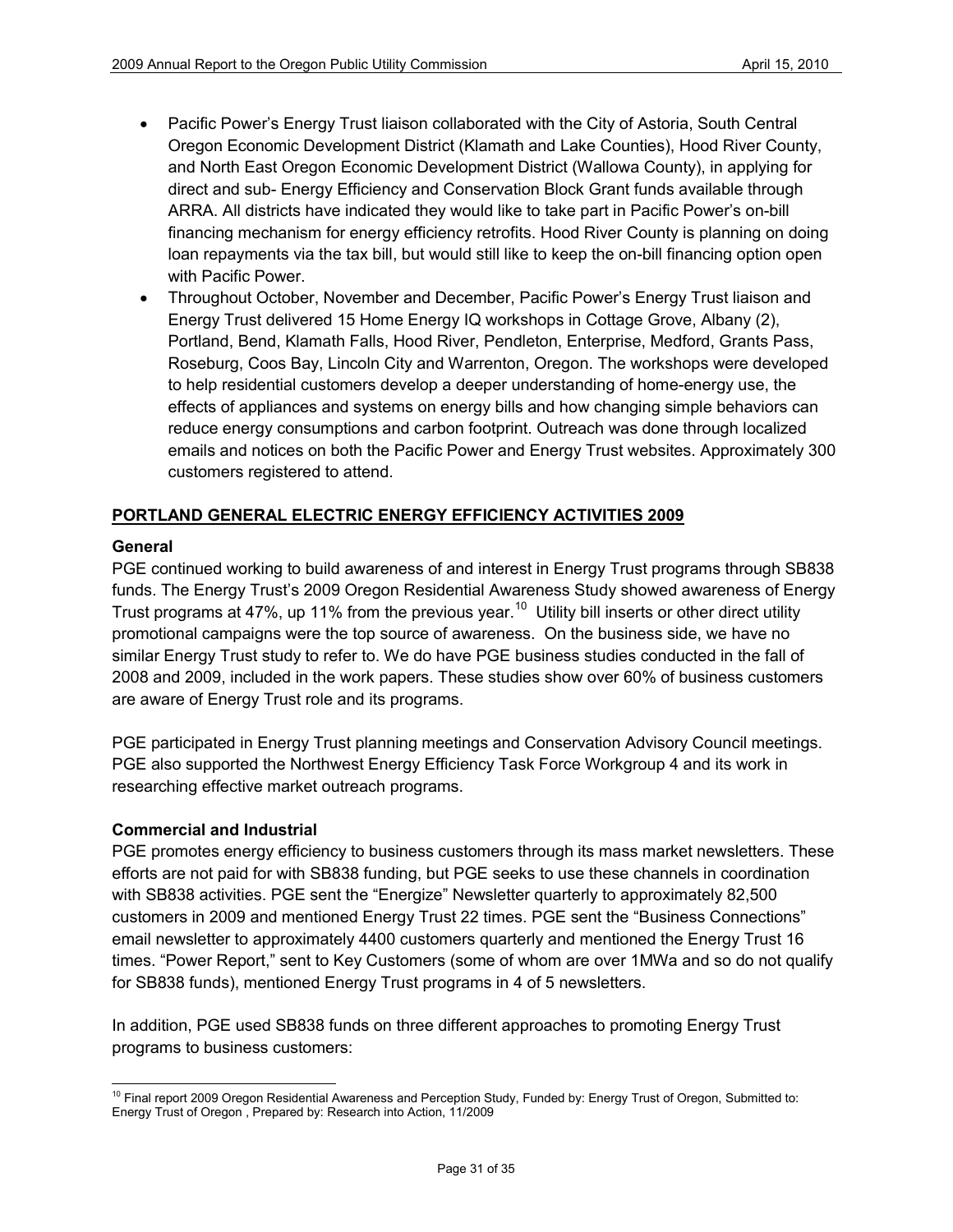- Pacific Power's Energy Trust liaison collaborated with the City of Astoria, South Central Oregon Economic Development District (Klamath and Lake Counties), Hood River County, and North East Oregon Economic Development District (Wallowa County), in applying for direct and sub- Energy Efficiency and Conservation Block Grant funds available through ARRA. All districts have indicated they would like to take part in Pacific Power's on-bill financing mechanism for energy efficiency retrofits. Hood River County is planning on doing loan repayments via the tax bill, but would still like to keep the on-bill financing option open with Pacific Power.
- Throughout October, November and December, Pacific Power's Energy Trust liaison and Energy Trust delivered 15 Home Energy IQ workshops in Cottage Grove, Albany (2), Portland, Bend, Klamath Falls, Hood River, Pendleton, Enterprise, Medford, Grants Pass, Roseburg, Coos Bay, Lincoln City and Warrenton, Oregon. The workshops were developed to help residential customers develop a deeper understanding of home-energy use, the effects of appliances and systems on energy bills and how changing simple behaviors can reduce energy consumptions and carbon footprint. Outreach was done through localized emails and notices on both the Pacific Power and Energy Trust websites. Approximately 300 customers registered to attend.

## PORTLAND GENERAL ELECTRIC ENERGY EFFICIENCY ACTIVITIES 2009

### General

PGE continued working to build awareness of and interest in Energy Trust programs through SB838 funds. The Energy Trust's 2009 Oregon Residential Awareness Study showed awareness of Energy Trust programs at 47%, up 11% from the previous year.[10] Utility bill inserts or other direct utility promotional campaigns were the top source of awareness. On the business side, we have no similar Energy Trust study to refer to. We do have PGE business studies conducted in the fall of 2008 and 2009, included in the work papers. These studies show over 60% of business customers are aware of Energy Trust role and its programs.

PGE participated in Energy Trust planning meetings and Conservation Advisory Council meetings. PGE also supported the Northwest Energy Efficiency Task Force Workgroup 4 and its work in researching effective market outreach programs.

### Commercial and Industrial

PGE promotes energy efficiency to business customers through its mass market newsletters. These efforts are not paid for with SB838 funding, but PGE seeks to use these channels in coordination with SB838 activities. PGE sent the "Energize" Newsletter quarterly to approximately 82,500 customers in 2009 and mentioned Energy Trust 22 times. PGE sent the "Business Connections" email newsletter to approximately 4400 customers quarterly and mentioned the Energy Trust 16 times. "Power Report," sent to Key Customers (some of whom are over 1MWa and so do not qualify for SB838 funds), mentioned Energy Trust programs in 4 of 5 newsletters.

In addition, PGE used SB838 funds on three different approaches to promoting Energy Trust programs to business customers:

[10] Final report 2009 Oregon Residential Awareness and Perception Study, Funded by: Energy Trust of Oregon, Submitted to: Energy Trust of Oregon , Prepared by: Research into Action, 11/2009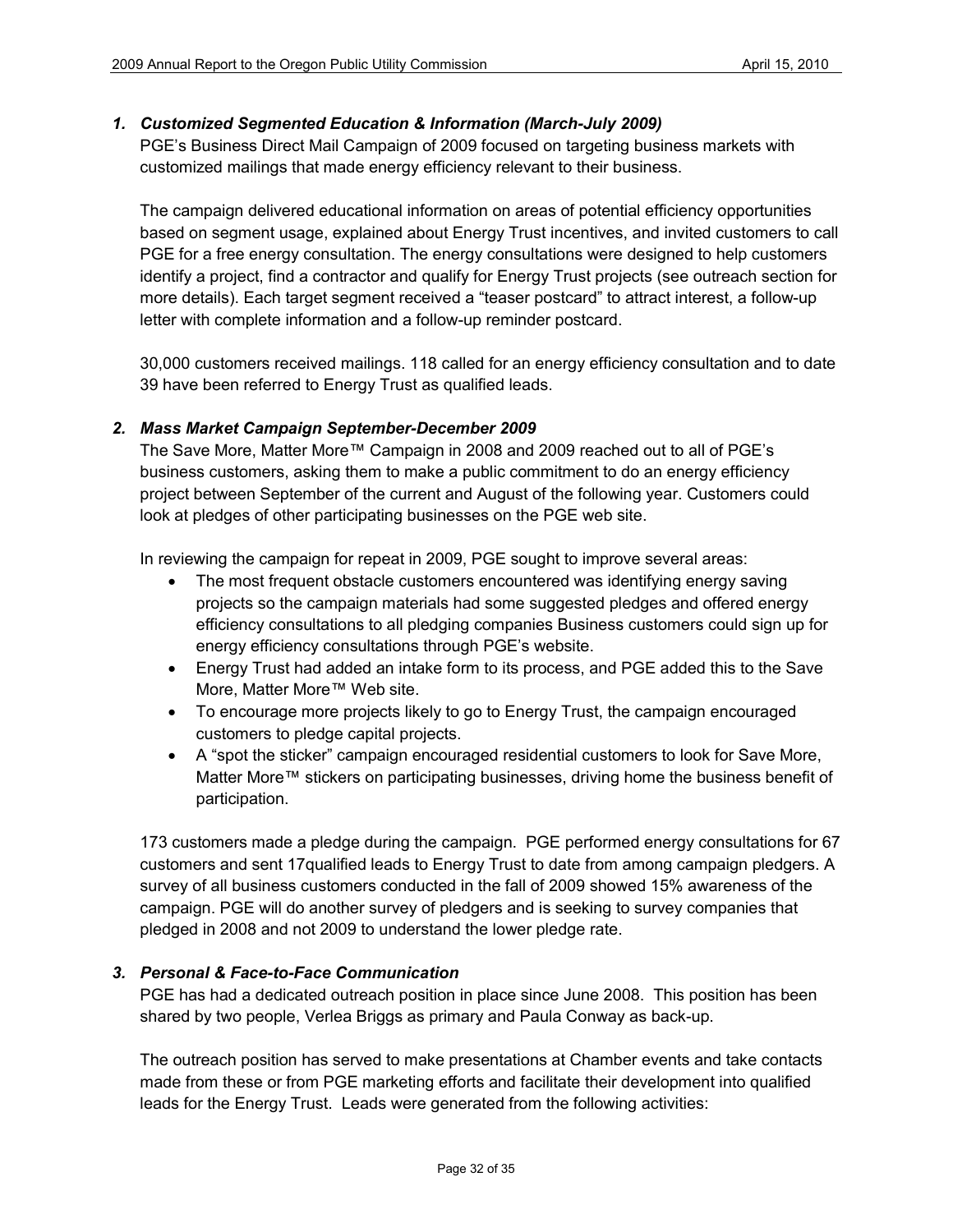### *1. Customized Segmented Education & Information (March-July 2009)*

PGE's Business Direct Mail Campaign of 2009 focused on targeting business markets with customized mailings that made energy efficiency relevant to their business.

The campaign delivered educational information on areas of potential efficiency opportunities based on segment usage, explained about Energy Trust incentives, and invited customers to call PGE for a free energy consultation. The energy consultations were designed to help customers identify a project, find a contractor and qualify for Energy Trust projects (see outreach section for more details). Each target segment received a "teaser postcard" to attract interest, a follow-up letter with complete information and a follow-up reminder postcard.

30,000 customers received mailings. 118 called for an energy efficiency consultation and to date 39 have been referred to Energy Trust as qualified leads.

### *2. Mass Market Campaign September-December 2009*

The Save More, Matter More™ Campaign in 2008 and 2009 reached out to all of PGE's business customers, asking them to make a public commitment to do an energy efficiency project between September of the current and August of the following year. Customers could look at pledges of other participating businesses on the PGE web site.

In reviewing the campaign for repeat in 2009, PGE sought to improve several areas:

- The most frequent obstacle customers encountered was identifying energy saving projects so the campaign materials had some suggested pledges and offered energy efficiency consultations to all pledging companies Business customers could sign up for energy efficiency consultations through PGE's website.
- Energy Trust had added an intake form to its process, and PGE added this to the Save More, Matter More™ Web site.
- To encourage more projects likely to go to Energy Trust, the campaign encouraged customers to pledge capital projects.
- A "spot the sticker" campaign encouraged residential customers to look for Save More, Matter More™ stickers on participating businesses, driving home the business benefit of participation.

173 customers made a pledge during the campaign. PGE performed energy consultations for 67 customers and sent 17qualified leads to Energy Trust to date from among campaign pledgers. A survey of all business customers conducted in the fall of 2009 showed 15% awareness of the campaign. PGE will do another survey of pledgers and is seeking to survey companies that pledged in 2008 and not 2009 to understand the lower pledge rate.

### *3. Personal & Face-to-Face Communication*

PGE has had a dedicated outreach position in place since June 2008. This position has been shared by two people, Verlea Briggs as primary and Paula Conway as back-up.

The outreach position has served to make presentations at Chamber events and take contacts made from these or from PGE marketing efforts and facilitate their development into qualified leads for the Energy Trust. Leads were generated from the following activities: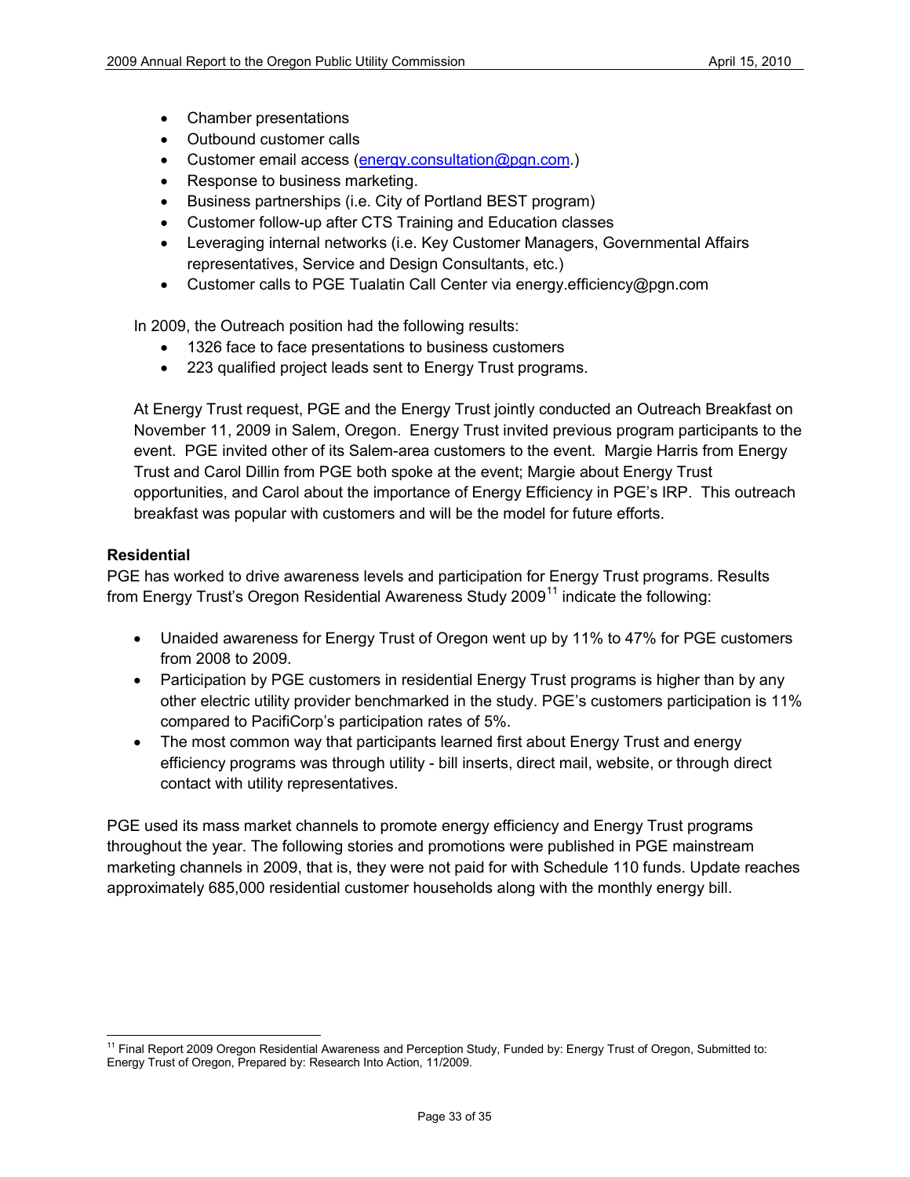- Chamber presentations
- Outbound customer calls
- Customer email access (energy.consultation@pgn.com.)
- Response to business marketing.
- Business partnerships (i.e. City of Portland BEST program)
- Customer follow-up after CTS Training and Education classes
- Leveraging internal networks (i.e. Key Customer Managers, Governmental Affairs representatives, Service and Design Consultants, etc.)
- Customer calls to PGE Tualatin Call Center via energy.efficiency@pgn.com

In 2009, the Outreach position had the following results:

- 1326 face to face presentations to business customers
- 223 qualified project leads sent to Energy Trust programs.

At Energy Trust request, PGE and the Energy Trust jointly conducted an Outreach Breakfast on November 11, 2009 in Salem, Oregon. Energy Trust invited previous program participants to the event. PGE invited other of its Salem-area customers to the event. Margie Harris from Energy Trust and Carol Dillin from PGE both spoke at the event; Margie about Energy Trust opportunities, and Carol about the importance of Energy Efficiency in PGE's IRP. This outreach breakfast was popular with customers and will be the model for future efforts.

**Residential**

PGE has worked to drive awareness levels and participation for Energy Trust programs. Results from Energy Trust's Oregon Residential Awareness Study 2009[11] indicate the following:

- Unaided awareness for Energy Trust of Oregon went up by 11% to 47% for PGE customers from 2008 to 2009.
- Participation by PGE customers in residential Energy Trust programs is higher than by any other electric utility provider benchmarked in the study. PGE's customers participation is 11% compared to PacifiCorp's participation rates of 5%.
- The most common way that participants learned first about Energy Trust and energy efficiency programs was through utility - bill inserts, direct mail, website, or through direct contact with utility representatives.

PGE used its mass market channels to promote energy efficiency and Energy Trust programs throughout the year. The following stories and promotions were published in PGE mainstream marketing channels in 2009, that is, they were not paid for with Schedule 110 funds. Update reaches approximately 685,000 residential customer households along with the monthly energy bill.

[11] Final Report 2009 Oregon Residential Awareness and Perception Study, Funded by: Energy Trust of Oregon, Submitted to: Energy Trust of Oregon, Prepared by: Research Into Action, 11/2009.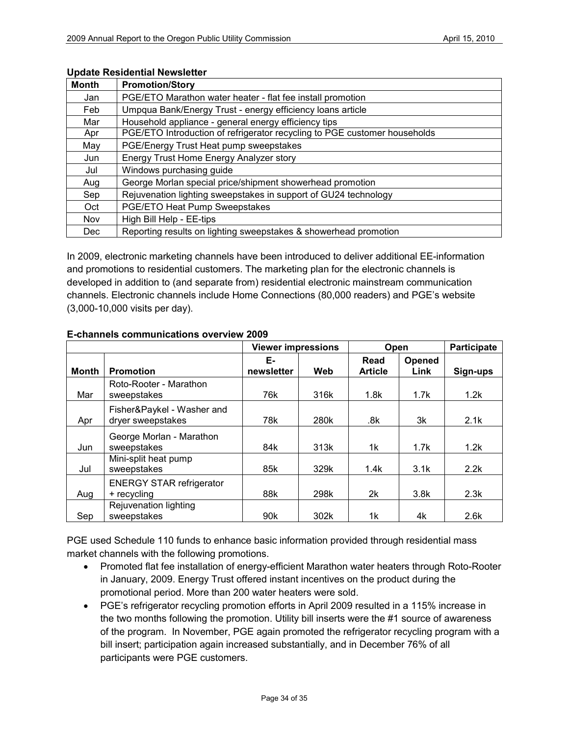**Update Residential Newsletter**

| Month | Promotion/Story |
|---|---|
| Jan | PGE/ETO Marathon water heater - flat fee install promotion |
| Feb | Umpqua Bank/Energy Trust - energy efficiency loans article |
| Mar | Household appliance - general energy efficiency tips |
| Apr | PGE/ETO Introduction of refrigerator recycling to PGE customer households |
| May | PGE/Energy Trust Heat pump sweepstakes |
| Jun | Energy Trust Home Energy Analyzer story |
| Jul | Windows purchasing guide |
| Aug | George Morlan special price/shipment showerhead promotion |
| Sep | Rejuvenation lighting sweepstakes in support of GU24 technology |
| Oct | PGE/ETO Heat Pump Sweepstakes |
| Nov | High Bill Help - EE-tips |
| Dec | Reporting results on lighting sweepstakes & showerhead promotion |

In 2009, electronic marketing channels have been introduced to deliver additional EE-information and promotions to residential customers. The marketing plan for the electronic channels is developed in addition to (and separate from) residential electronic mainstream communication channels. Electronic channels include Home Connections (80,000 readers) and PGE's website (3,000-10,000 visits per day).

**E-channels communications overview 2009**

| | | Viewer impressions | | Open | | Participate |
|---|---|---|---|---|---|---|
| Month | Promotion | E-newsletter | Web | Read Article | Opened Link | Sign-ups |
| Mar | Roto-Rooter - Marathon sweepstakes | 76k | 316k | 1.8k | 1.7k | 1.2k |
| Apr | Fisher&Paykel - Washer and dryer sweepstakes | 78k | 280k | .8k | 3k | 2.1k |
| Jun | George Morlan - Marathon sweepstakes | 84k | 313k | 1k | 1.7k | 1.2k |
| Jul | Mini-split heat pump sweepstakes | 85k | 329k | 1.4k | 3.1k | 2.2k |
| Aug | ENERGY STAR refrigerator + recycling | 88k | 298k | 2k | 3.8k | 2.3k |
| Sep | Rejuvenation lighting sweepstakes | 90k | 302k | 1k | 4k | 2.6k |

PGE used Schedule 110 funds to enhance basic information provided through residential mass market channels with the following promotions.

- Promoted flat fee installation of energy-efficient Marathon water heaters through Roto-Rooter in January, 2009. Energy Trust offered instant incentives on the product during the promotional period. More than 200 water heaters were sold.
- PGE's refrigerator recycling promotion efforts in April 2009 resulted in a 115% increase in the two months following the promotion. Utility bill inserts were the #1 source of awareness of the program. In November, PGE again promoted the refrigerator recycling program with a bill insert; participation again increased substantially, and in December 76% of all participants were PGE customers.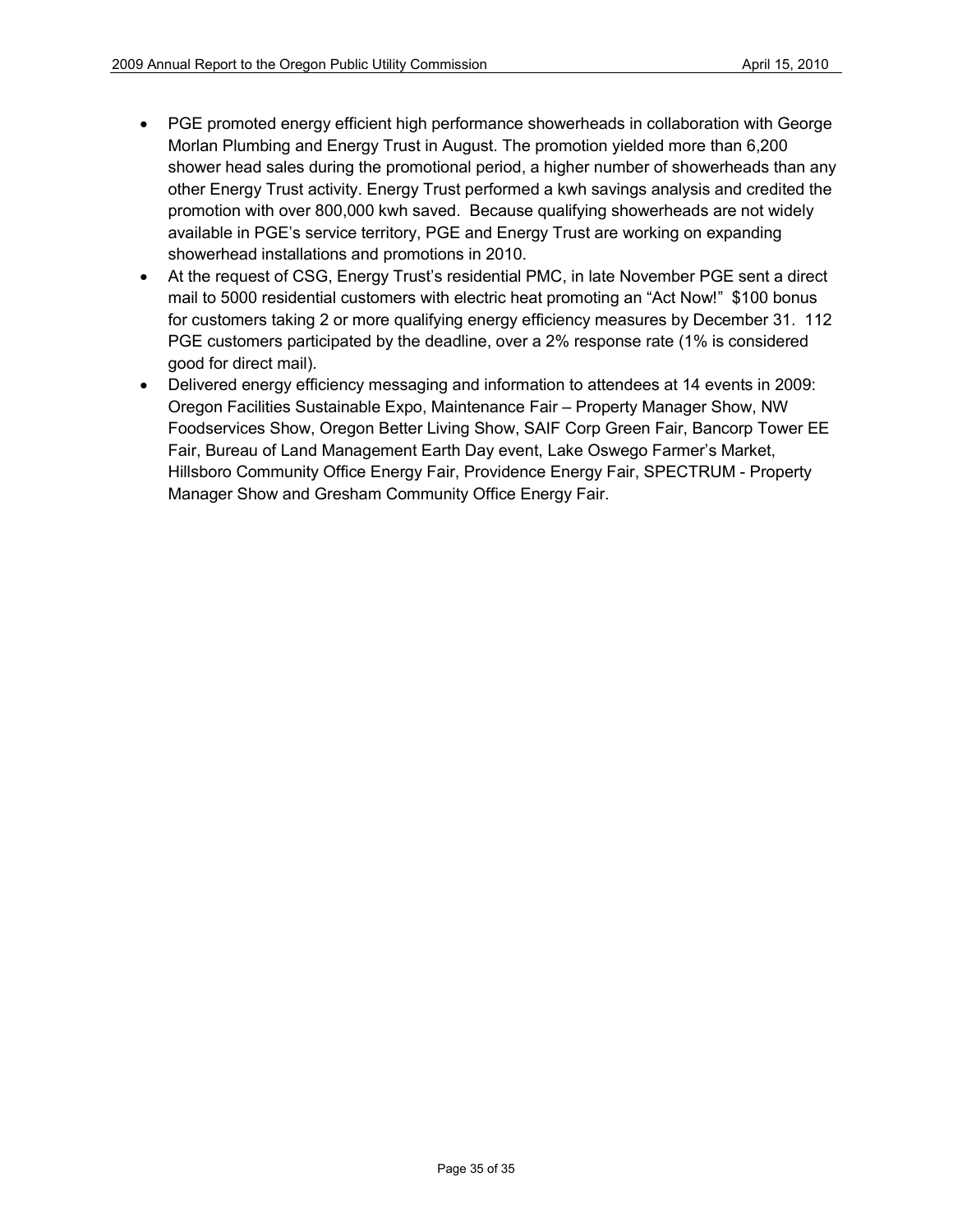- PGE promoted energy efficient high performance showerheads in collaboration with George Morlan Plumbing and Energy Trust in August. The promotion yielded more than 6,200 shower head sales during the promotional period, a higher number of showerheads than any other Energy Trust activity. Energy Trust performed a kwh savings analysis and credited the promotion with over 800,000 kwh saved. Because qualifying showerheads are not widely available in PGE's service territory, PGE and Energy Trust are working on expanding showerhead installations and promotions in 2010.
- At the request of CSG, Energy Trust's residential PMC, in late November PGE sent a direct mail to 5000 residential customers with electric heat promoting an "Act Now!" $100 bonus for customers taking 2 or more qualifying energy efficiency measures by December 31. 112 PGE customers participated by the deadline, over a 2% response rate (1% is considered good for direct mail).
- Delivered energy efficiency messaging and information to attendees at 14 events in 2009: Oregon Facilities Sustainable Expo, Maintenance Fair – Property Manager Show, NW Foodservices Show, Oregon Better Living Show, SAIF Corp Green Fair, Bancorp Tower EE Fair, Bureau of Land Management Earth Day event, Lake Oswego Farmer's Market, Hillsboro Community Office Energy Fair, Providence Energy Fair, SPECTRUM - Property Manager Show and Gresham Community Office Energy Fair.